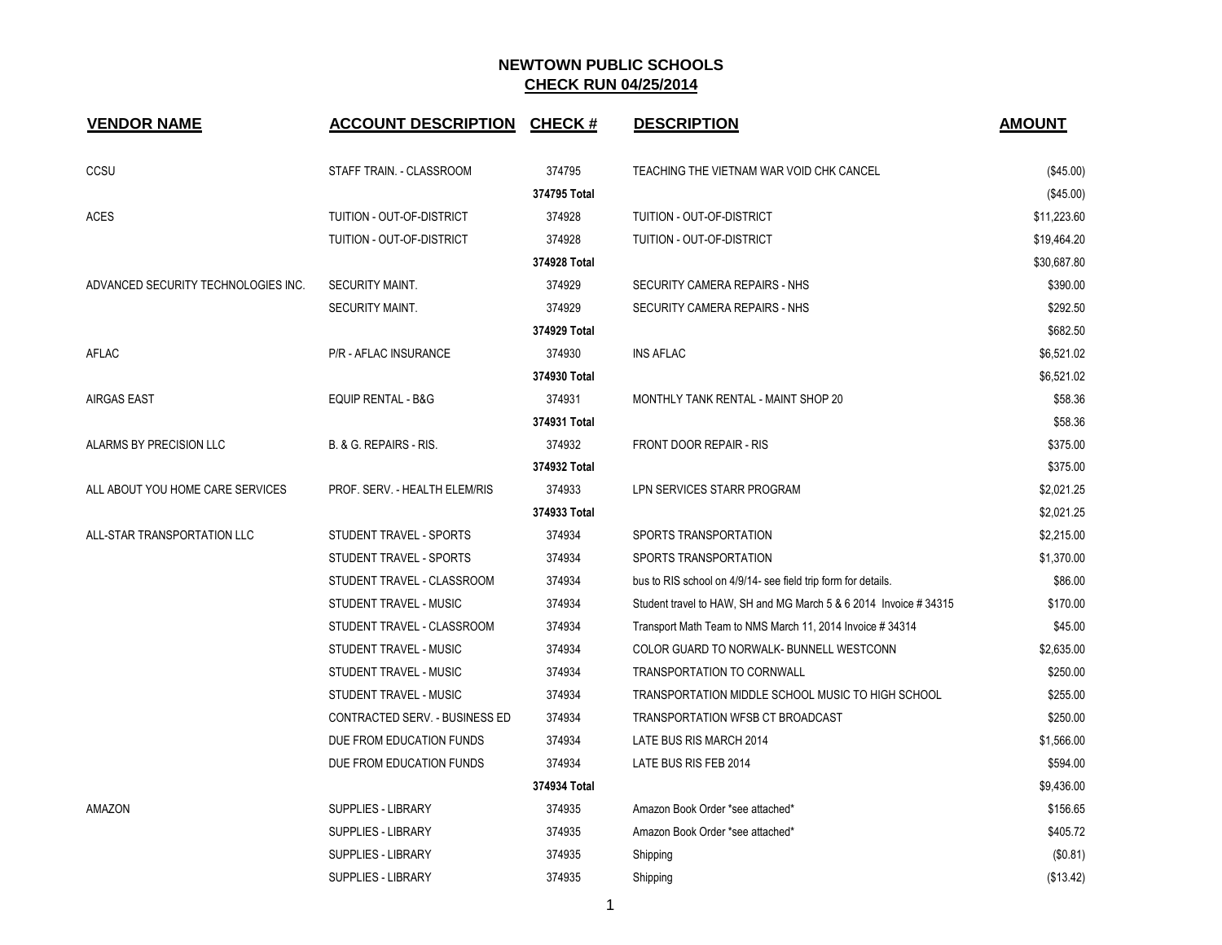# NEWTOWN PUBLIC SCHOOLS

## CHECK RUN 04/25/2014

| VENDOR NAME | ACCOUNT DESCRIPTION | CHECK # | DESCRIPTION | AMOUNT |
|---|---|---|---|---|
| CCSU | STAFF TRAIN. - CLASSROOM | 374795 | TEACHING THE VIETNAM WAR VOID CHK CANCEL | ($45.00) |
| | | 374795 Total | | ($45.00) |
| ACES | TUITION - OUT-OF-DISTRICT | 374928 | TUITION - OUT-OF-DISTRICT | $11,223.60 |
| | TUITION - OUT-OF-DISTRICT | 374928 | TUITION - OUT-OF-DISTRICT | $19,464.20 |
| | | 374928 Total | | $30,687.80 |
| ADVANCED SECURITY TECHNOLOGIES INC. | SECURITY MAINT. | 374929 | SECURITY CAMERA REPAIRS - NHS | $390.00 |
| | SECURITY MAINT. | 374929 | SECURITY CAMERA REPAIRS - NHS | $292.50 |
| | | 374929 Total | | $682.50 |
| AFLAC | P/R - AFLAC INSURANCE | 374930 | INS AFLAC | $6,521.02 |
| | | 374930 Total | | $6,521.02 |
| AIRGAS EAST | EQUIP RENTAL - B&G | 374931 | MONTHLY TANK RENTAL - MAINT SHOP 20 | $58.36 |
| | | 374931 Total | | $58.36 |
| ALARMS BY PRECISION LLC | B. & G. REPAIRS - RIS. | 374932 | FRONT DOOR REPAIR - RIS | $375.00 |
| | | 374932 Total | | $375.00 |
| ALL ABOUT YOU HOME CARE SERVICES | PROF. SERV. - HEALTH ELEM/RIS | 374933 | LPN SERVICES STARR PROGRAM | $2,021.25 |
| | | 374933 Total | | $2,021.25 |
| ALL-STAR TRANSPORTATION LLC | STUDENT TRAVEL - SPORTS | 374934 | SPORTS TRANSPORTATION | $2,215.00 |
| | STUDENT TRAVEL - SPORTS | 374934 | SPORTS TRANSPORTATION | $1,370.00 |
| | STUDENT TRAVEL - CLASSROOM | 374934 | bus to RIS school on 4/9/14- see field trip form for details. | $86.00 |
| | STUDENT TRAVEL - MUSIC | 374934 | Student travel to HAW, SH and MG March 5 & 6 2014 Invoice # 34315 | $170.00 |
| | STUDENT TRAVEL - CLASSROOM | 374934 | Transport Math Team to NMS March 11, 2014 Invoice # 34314 | $45.00 |
| | STUDENT TRAVEL - MUSIC | 374934 | COLOR GUARD TO NORWALK- BUNNELL WESTCONN | $2,635.00 |
| | STUDENT TRAVEL - MUSIC | 374934 | TRANSPORTATION TO CORNWALL | $250.00 |
| | STUDENT TRAVEL - MUSIC | 374934 | TRANSPORTATION MIDDLE SCHOOL MUSIC TO HIGH SCHOOL | $255.00 |
| | CONTRACTED SERV. - BUSINESS ED | 374934 | TRANSPORTATION WFSB CT BROADCAST | $250.00 |
| | DUE FROM EDUCATION FUNDS | 374934 | LATE BUS RIS MARCH 2014 | $1,566.00 |
| | DUE FROM EDUCATION FUNDS | 374934 | LATE BUS RIS FEB 2014 | $594.00 |
| | | 374934 Total | | $9,436.00 |
| AMAZON | SUPPLIES - LIBRARY | 374935 | Amazon Book Order *see attached* | $156.65 |
| | SUPPLIES - LIBRARY | 374935 | Amazon Book Order *see attached* | $405.72 |
| | SUPPLIES - LIBRARY | 374935 | Shipping | ($0.81) |
| | SUPPLIES - LIBRARY | 374935 | Shipping | ($13.42) |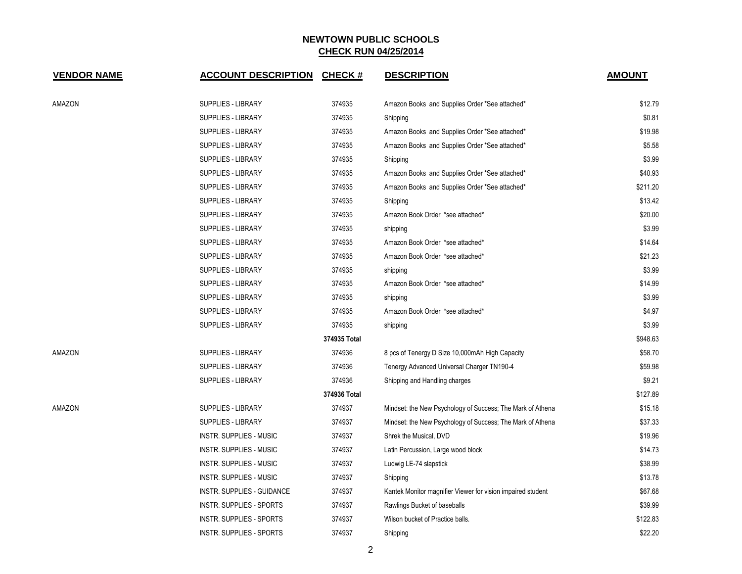# NEWTOWN PUBLIC SCHOOLS
## CHECK RUN 04/25/2014

| VENDOR NAME | ACCOUNT DESCRIPTION | CHECK # | DESCRIPTION | AMOUNT |
|---|---|---|---|---|
| AMAZON | SUPPLIES - LIBRARY | 374935 | Amazon Books and Supplies Order *See attached* | $12.79 |
| | SUPPLIES - LIBRARY | 374935 | Shipping | $0.81 |
| | SUPPLIES - LIBRARY | 374935 | Amazon Books and Supplies Order *See attached* | $19.98 |
| | SUPPLIES - LIBRARY | 374935 | Amazon Books and Supplies Order *See attached* | $5.58 |
| | SUPPLIES - LIBRARY | 374935 | Shipping | $3.99 |
| | SUPPLIES - LIBRARY | 374935 | Amazon Books and Supplies Order *See attached* | $40.93 |
| | SUPPLIES - LIBRARY | 374935 | Amazon Books and Supplies Order *See attached* | $211.20 |
| | SUPPLIES - LIBRARY | 374935 | Shipping | $13.42 |
| | SUPPLIES - LIBRARY | 374935 | Amazon Book Order *see attached* | $20.00 |
| | SUPPLIES - LIBRARY | 374935 | shipping | $3.99 |
| | SUPPLIES - LIBRARY | 374935 | Amazon Book Order *see attached* | $14.64 |
| | SUPPLIES - LIBRARY | 374935 | Amazon Book Order *see attached* | $21.23 |
| | SUPPLIES - LIBRARY | 374935 | shipping | $3.99 |
| | SUPPLIES - LIBRARY | 374935 | Amazon Book Order *see attached* | $14.99 |
| | SUPPLIES - LIBRARY | 374935 | shipping | $3.99 |
| | SUPPLIES - LIBRARY | 374935 | Amazon Book Order *see attached* | $4.97 |
| | SUPPLIES - LIBRARY | 374935 | shipping | $3.99 |
| | | **374935 Total** | | $948.63 |
| AMAZON | SUPPLIES - LIBRARY | 374936 | 8 pcs of Tenergy D Size 10,000mAh High Capacity | $58.70 |
| | SUPPLIES - LIBRARY | 374936 | Tenergy Advanced Universal Charger TN190-4 | $59.98 |
| | SUPPLIES - LIBRARY | 374936 | Shipping and Handling charges | $9.21 |
| | | **374936 Total** | | $127.89 |
| AMAZON | SUPPLIES - LIBRARY | 374937 | Mindset: the New Psychology of Success; The Mark of Athena | $15.18 |
| | SUPPLIES - LIBRARY | 374937 | Mindset: the New Psychology of Success; The Mark of Athena | $37.33 |
| | INSTR. SUPPLIES - MUSIC | 374937 | Shrek the Musical, DVD | $19.96 |
| | INSTR. SUPPLIES - MUSIC | 374937 | Latin Percussion, Large wood block | $14.73 |
| | INSTR. SUPPLIES - MUSIC | 374937 | Ludwig LE-74 slapstick | $38.99 |
| | INSTR. SUPPLIES - MUSIC | 374937 | Shipping | $13.78 |
| | INSTR. SUPPLIES - GUIDANCE | 374937 | Kantek Monitor magnifier Viewer for vision impaired student | $67.68 |
| | INSTR. SUPPLIES - SPORTS | 374937 | Rawlings Bucket of baseballs | $39.99 |
| | INSTR. SUPPLIES - SPORTS | 374937 | Wilson bucket of Practice balls. | $122.83 |
| | INSTR. SUPPLIES - SPORTS | 374937 | Shipping | $22.20 |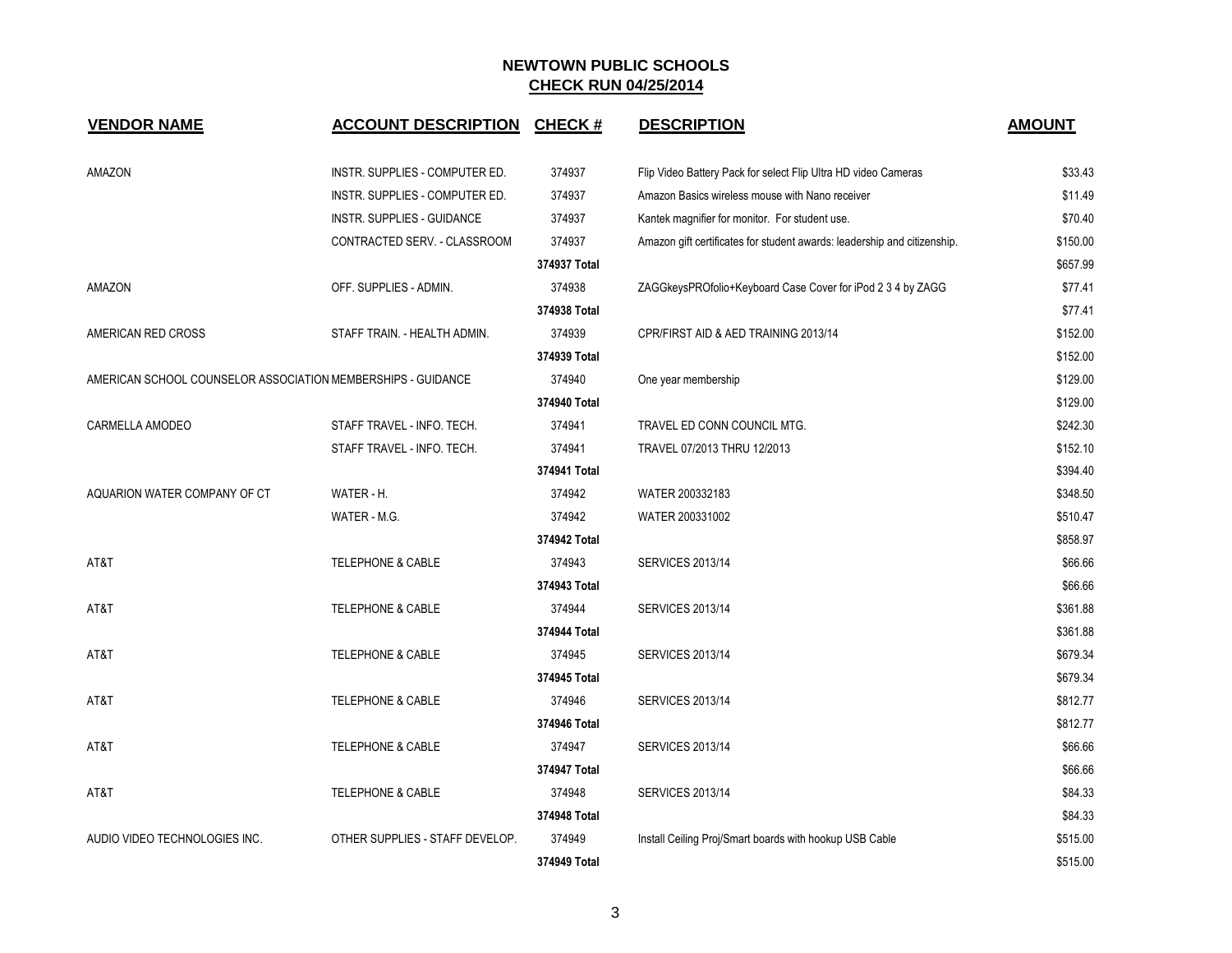## NEWTOWN PUBLIC SCHOOLS
## CHECK RUN 04/25/2014

| VENDOR NAME | ACCOUNT DESCRIPTION | CHECK # | DESCRIPTION | AMOUNT |
|---|---|---|---|---|
| AMAZON | INSTR. SUPPLIES - COMPUTER ED. | 374937 | Flip Video Battery Pack for select Flip Ultra HD video Cameras | $33.43 |
| | INSTR. SUPPLIES - COMPUTER ED. | 374937 | Amazon Basics wireless mouse with Nano receiver | $11.49 |
| | INSTR. SUPPLIES - GUIDANCE | 374937 | Kantek magnifier for monitor. For student use. | $70.40 |
| | CONTRACTED SERV. - CLASSROOM | 374937 | Amazon gift certificates for student awards: leadership and citizenship. | $150.00 |
| | | **374937 Total** | | $657.99 |
| AMAZON | OFF. SUPPLIES - ADMIN. | 374938 | ZAGGkeysPROfolio+Keyboard Case Cover for iPod 2 3 4 by ZAGG | $77.41 |
| | | **374938 Total** | | $77.41 |
| AMERICAN RED CROSS | STAFF TRAIN. - HEALTH ADMIN. | 374939 | CPR/FIRST AID & AED TRAINING 2013/14 | $152.00 |
| | | **374939 Total** | | $152.00 |
| AMERICAN SCHOOL COUNSELOR ASSOCIATION | MEMBERSHIPS - GUIDANCE | 374940 | One year membership | $129.00 |
| | | **374940 Total** | | $129.00 |
| CARMELLA AMODEO | STAFF TRAVEL - INFO. TECH. | 374941 | TRAVEL ED CONN COUNCIL MTG. | $242.30 |
| | STAFF TRAVEL - INFO. TECH. | 374941 | TRAVEL 07/2013 THRU 12/2013 | $152.10 |
| | | **374941 Total** | | $394.40 |
| AQUARION WATER COMPANY OF CT | WATER - H. | 374942 | WATER 200332183 | $348.50 |
| | WATER - M.G. | 374942 | WATER 200331002 | $510.47 |
| | | **374942 Total** | | $858.97 |
| AT&T | TELEPHONE & CABLE | 374943 | SERVICES 2013/14 | $66.66 |
| | | **374943 Total** | | $66.66 |
| AT&T | TELEPHONE & CABLE | 374944 | SERVICES 2013/14 | $361.88 |
| | | **374944 Total** | | $361.88 |
| AT&T | TELEPHONE & CABLE | 374945 | SERVICES 2013/14 | $679.34 |
| | | **374945 Total** | | $679.34 |
| AT&T | TELEPHONE & CABLE | 374946 | SERVICES 2013/14 | $812.77 |
| | | **374946 Total** | | $812.77 |
| AT&T | TELEPHONE & CABLE | 374947 | SERVICES 2013/14 | $66.66 |
| | | **374947 Total** | | $66.66 |
| AT&T | TELEPHONE & CABLE | 374948 | SERVICES 2013/14 | $84.33 |
| | | **374948 Total** | | $84.33 |
| AUDIO VIDEO TECHNOLOGIES INC. | OTHER SUPPLIES - STAFF DEVELOP. | 374949 | Install Ceiling Proj/Smart boards with hookup USB Cable | $515.00 |
| | | **374949 Total** | | $515.00 |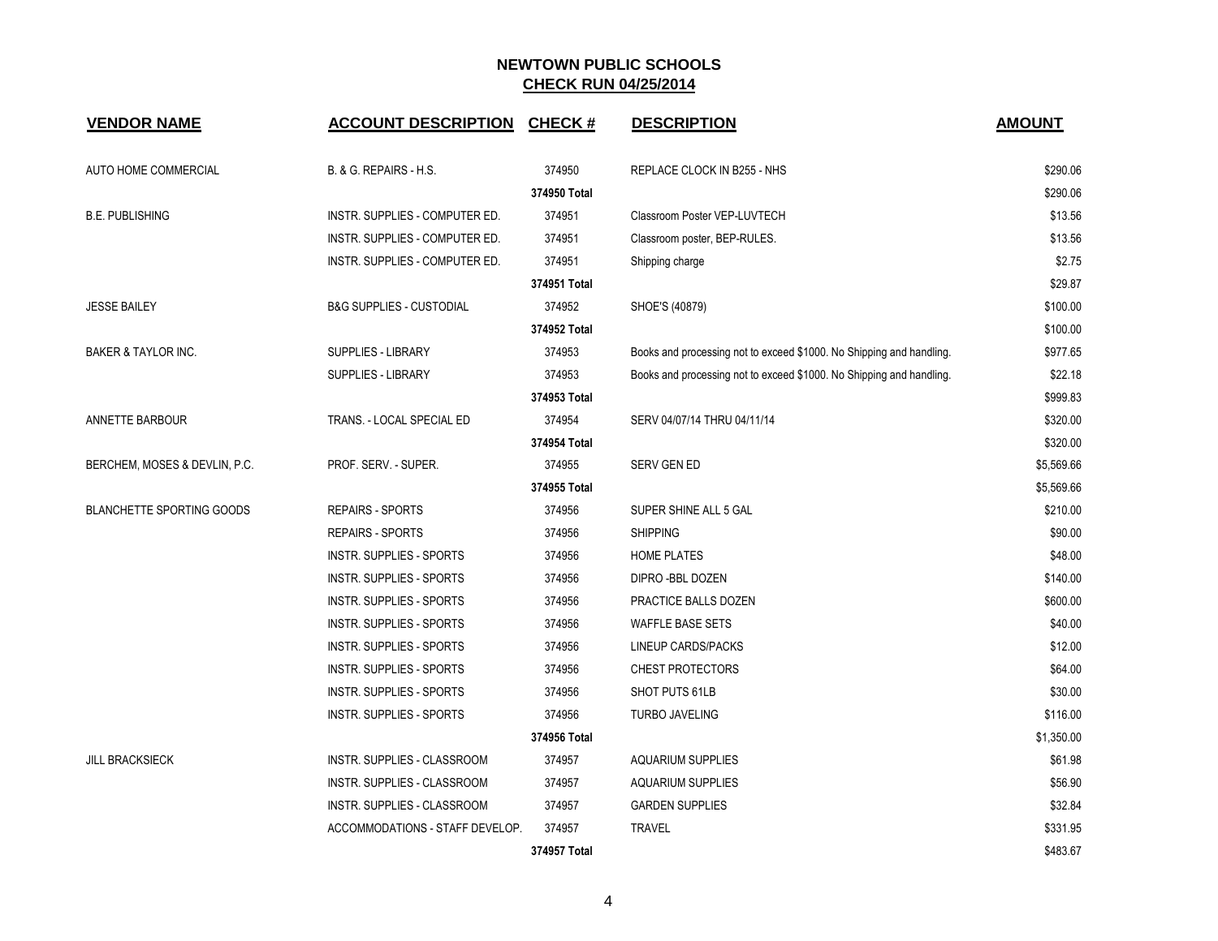## NEWTOWN PUBLIC SCHOOLS
## CHECK RUN 04/25/2014

| VENDOR NAME | ACCOUNT DESCRIPTION | CHECK # | DESCRIPTION | AMOUNT |
|---|---|---|---|---|
| AUTO HOME COMMERCIAL | B. & G. REPAIRS - H.S. | 374950 | REPLACE CLOCK IN B255 - NHS | $290.06 |
| | | 374950 Total | | $290.06 |
| B.E. PUBLISHING | INSTR. SUPPLIES - COMPUTER ED. | 374951 | Classroom Poster VEP-LUVTECH | $13.56 |
| | INSTR. SUPPLIES - COMPUTER ED. | 374951 | Classroom poster, BEP-RULES. | $13.56 |
| | INSTR. SUPPLIES - COMPUTER ED. | 374951 | Shipping charge | $2.75 |
| | | 374951 Total | | $29.87 |
| JESSE BAILEY | B&G SUPPLIES - CUSTODIAL | 374952 | SHOE'S (40879) | $100.00 |
| | | 374952 Total | | $100.00 |
| BAKER & TAYLOR INC. | SUPPLIES - LIBRARY | 374953 | Books and processing not to exceed $1000. No Shipping and handling. | $977.65 |
| | SUPPLIES - LIBRARY | 374953 | Books and processing not to exceed $1000. No Shipping and handling. | $22.18 |
| | | 374953 Total | | $999.83 |
| ANNETTE BARBOUR | TRANS. - LOCAL SPECIAL ED | 374954 | SERV 04/07/14 THRU 04/11/14 | $320.00 |
| | | 374954 Total | | $320.00 |
| BERCHEM, MOSES & DEVLIN, P.C. | PROF. SERV. - SUPER. | 374955 | SERV GEN ED | $5,569.66 |
| | | 374955 Total | | $5,569.66 |
| BLANCHETTE SPORTING GOODS | REPAIRS - SPORTS | 374956 | SUPER SHINE ALL 5 GAL | $210.00 |
| | REPAIRS - SPORTS | 374956 | SHIPPING | $90.00 |
| | INSTR. SUPPLIES - SPORTS | 374956 | HOME PLATES | $48.00 |
| | INSTR. SUPPLIES - SPORTS | 374956 | DIPRO -BBL DOZEN | $140.00 |
| | INSTR. SUPPLIES - SPORTS | 374956 | PRACTICE BALLS DOZEN | $600.00 |
| | INSTR. SUPPLIES - SPORTS | 374956 | WAFFLE BASE SETS | $40.00 |
| | INSTR. SUPPLIES - SPORTS | 374956 | LINEUP CARDS/PACKS | $12.00 |
| | INSTR. SUPPLIES - SPORTS | 374956 | CHEST PROTECTORS | $64.00 |
| | INSTR. SUPPLIES - SPORTS | 374956 | SHOT PUTS 61LB | $30.00 |
| | INSTR. SUPPLIES - SPORTS | 374956 | TURBO JAVELING | $116.00 |
| | | 374956 Total | | $1,350.00 |
| JILL BRACKSIECK | INSTR. SUPPLIES - CLASSROOM | 374957 | AQUARIUM SUPPLIES | $61.98 |
| | INSTR. SUPPLIES - CLASSROOM | 374957 | AQUARIUM SUPPLIES | $56.90 |
| | INSTR. SUPPLIES - CLASSROOM | 374957 | GARDEN SUPPLIES | $32.84 |
| | ACCOMMODATIONS - STAFF DEVELOP. | 374957 | TRAVEL | $331.95 |
| | | 374957 Total | | $483.67 |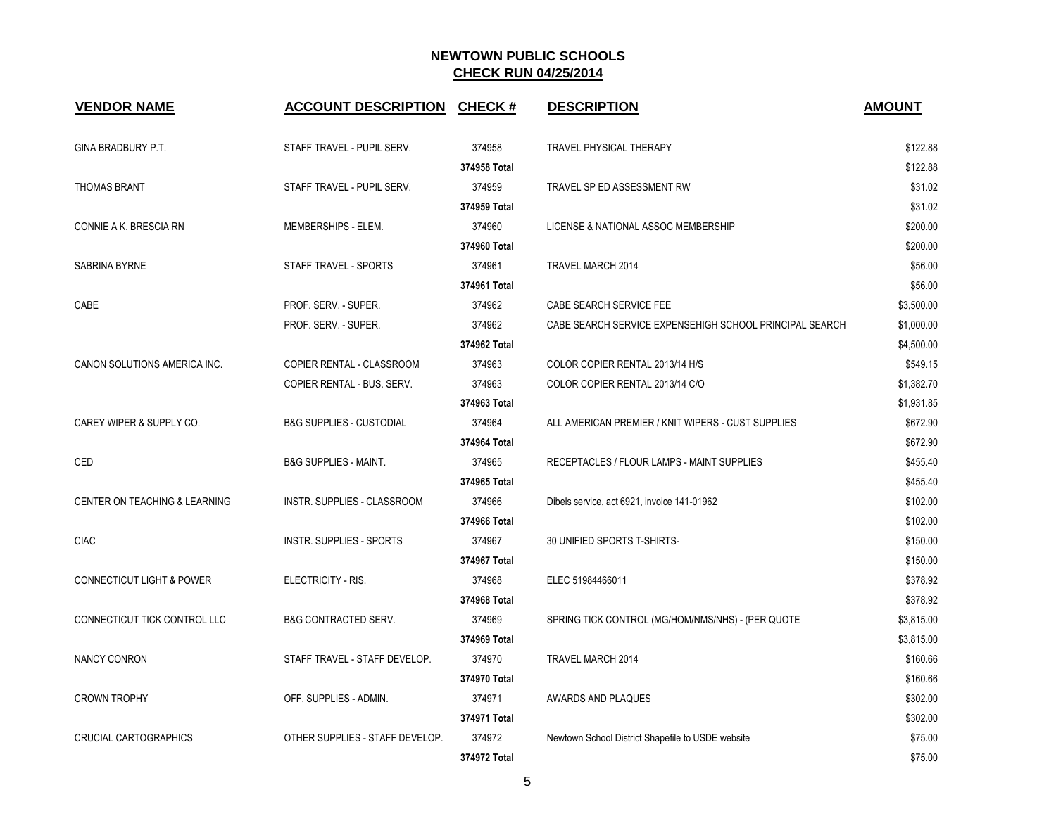# NEWTOWN PUBLIC SCHOOLS

## CHECK RUN 04/25/2014

| VENDOR NAME | ACCOUNT DESCRIPTION | CHECK # | DESCRIPTION | AMOUNT |
|---|---|---|---|---|
| GINA BRADBURY P.T. | STAFF TRAVEL - PUPIL SERV. | 374958 | TRAVEL PHYSICAL THERAPY | $122.88 |
| | | 374958 Total | | $122.88 |
| THOMAS BRANT | STAFF TRAVEL - PUPIL SERV. | 374959 | TRAVEL SP ED ASSESSMENT RW | $31.02 |
| | | 374959 Total | | $31.02 |
| CONNIE A K. BRESCIA RN | MEMBERSHIPS - ELEM. | 374960 | LICENSE & NATIONAL ASSOC MEMBERSHIP | $200.00 |
| | | 374960 Total | | $200.00 |
| SABRINA BYRNE | STAFF TRAVEL - SPORTS | 374961 | TRAVEL MARCH 2014 | $56.00 |
| | | 374961 Total | | $56.00 |
| CABE | PROF. SERV. - SUPER. | 374962 | CABE SEARCH SERVICE FEE | $3,500.00 |
| | PROF. SERV. - SUPER. | 374962 | CABE SEARCH SERVICE EXPENSEHIGH SCHOOL PRINCIPAL SEARCH | $1,000.00 |
| | | 374962 Total | | $4,500.00 |
| CANON SOLUTIONS AMERICA INC. | COPIER RENTAL - CLASSROOM | 374963 | COLOR COPIER RENTAL 2013/14 H/S | $549.15 |
| | COPIER RENTAL - BUS. SERV. | 374963 | COLOR COPIER RENTAL 2013/14 C/O | $1,382.70 |
| | | 374963 Total | | $1,931.85 |
| CAREY WIPER & SUPPLY CO. | B&G SUPPLIES - CUSTODIAL | 374964 | ALL AMERICAN PREMIER / KNIT WIPERS - CUST SUPPLIES | $672.90 |
| | | 374964 Total | | $672.90 |
| CED | B&G SUPPLIES - MAINT. | 374965 | RECEPTACLES / FLOUR LAMPS - MAINT SUPPLIES | $455.40 |
| | | 374965 Total | | $455.40 |
| CENTER ON TEACHING & LEARNING | INSTR. SUPPLIES - CLASSROOM | 374966 | Dibels service, act 6921, invoice 141-01962 | $102.00 |
| | | 374966 Total | | $102.00 |
| CIAC | INSTR. SUPPLIES - SPORTS | 374967 | 30 UNIFIED SPORTS T-SHIRTS- | $150.00 |
| | | 374967 Total | | $150.00 |
| CONNECTICUT LIGHT & POWER | ELECTRICITY - RIS. | 374968 | ELEC 51984466011 | $378.92 |
| | | 374968 Total | | $378.92 |
| CONNECTICUT TICK CONTROL LLC | B&G CONTRACTED SERV. | 374969 | SPRING TICK CONTROL (MG/HOM/NMS/NHS) - (PER QUOTE | $3,815.00 |
| | | 374969 Total | | $3,815.00 |
| NANCY CONRON | STAFF TRAVEL - STAFF DEVELOP. | 374970 | TRAVEL MARCH 2014 | $160.66 |
| | | 374970 Total | | $160.66 |
| CROWN TROPHY | OFF. SUPPLIES - ADMIN. | 374971 | AWARDS AND PLAQUES | $302.00 |
| | | 374971 Total | | $302.00 |
| CRUCIAL CARTOGRAPHICS | OTHER SUPPLIES - STAFF DEVELOP. | 374972 | Newtown School District Shapefile to USDE website | $75.00 |
| | | 374972 Total | | $75.00 |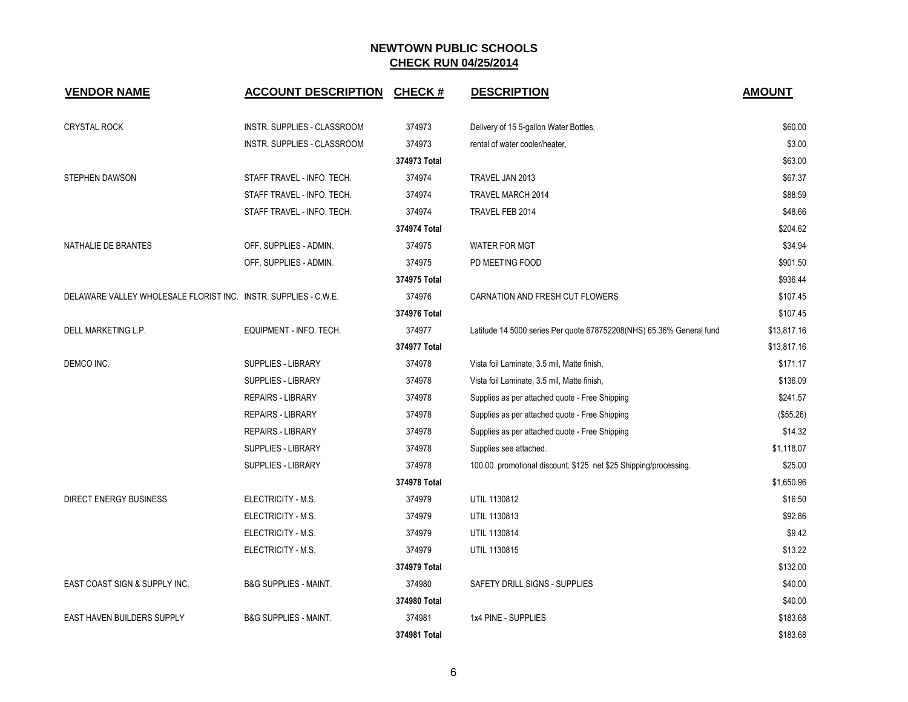## NEWTOWN PUBLIC SCHOOLS
## CHECK RUN 04/25/2014

| VENDOR NAME | ACCOUNT DESCRIPTION | CHECK # | DESCRIPTION | AMOUNT |
|---|---|---|---|---|
| CRYSTAL ROCK | INSTR. SUPPLIES - CLASSROOM | 374973 | Delivery of 15 5-gallon Water Bottles, | $60.00 |
| | INSTR. SUPPLIES - CLASSROOM | 374973 | rental of water cooler/heater, | $3.00 |
| | | 374973 Total | | $63.00 |
| STEPHEN DAWSON | STAFF TRAVEL - INFO. TECH. | 374974 | TRAVEL JAN 2013 | $67.37 |
| | STAFF TRAVEL - INFO. TECH. | 374974 | TRAVEL MARCH 2014 | $88.59 |
| | STAFF TRAVEL - INFO. TECH. | 374974 | TRAVEL FEB 2014 | $48.66 |
| | | 374974 Total | | $204.62 |
| NATHALIE DE BRANTES | OFF. SUPPLIES - ADMIN. | 374975 | WATER FOR MGT | $34.94 |
| | OFF. SUPPLIES - ADMIN. | 374975 | PD MEETING FOOD | $901.50 |
| | | 374975 Total | | $936.44 |
| DELAWARE VALLEY WHOLESALE FLORIST INC. | INSTR. SUPPLIES - C.W.E. | 374976 | CARNATION AND FRESH CUT FLOWERS | $107.45 |
| | | 374976 Total | | $107.45 |
| DELL MARKETING L.P. | EQUIPMENT - INFO. TECH. | 374977 | Latitude 14 5000 series Per quote 678752208(NHS) 65.36% General fund | $13,817.16 |
| | | 374977 Total | | $13,817.16 |
| DEMCO INC. | SUPPLIES - LIBRARY | 374978 | Vista foil Laminate, 3.5 mil, Matte finish, | $171.17 |
| | SUPPLIES - LIBRARY | 374978 | Vista foil Laminate, 3.5 mil, Matte finish, | $136.09 |
| | REPAIRS - LIBRARY | 374978 | Supplies as per attached quote - Free Shipping | $241.57 |
| | REPAIRS - LIBRARY | 374978 | Supplies as per attached quote - Free Shipping | ($55.26) |
| | REPAIRS - LIBRARY | 374978 | Supplies as per attached quote - Free Shipping | $14.32 |
| | SUPPLIES - LIBRARY | 374978 | Supplies see attached. | $1,118.07 |
| | SUPPLIES - LIBRARY | 374978 | 100.00 promotional discount. $125 net $25 Shipping/processing. | $25.00 |
| | | 374978 Total | | $1,650.96 |
| DIRECT ENERGY BUSINESS | ELECTRICITY - M.S. | 374979 | UTIL 1130812 | $16.50 |
| | ELECTRICITY - M.S. | 374979 | UTIL 1130813 | $92.86 |
| | ELECTRICITY - M.S. | 374979 | UTIL 1130814 | $9.42 |
| | ELECTRICITY - M.S. | 374979 | UTIL 1130815 | $13.22 |
| | | 374979 Total | | $132.00 |
| EAST COAST SIGN & SUPPLY INC. | B&G SUPPLIES - MAINT. | 374980 | SAFETY DRILL SIGNS - SUPPLIES | $40.00 |
| | | 374980 Total | | $40.00 |
| EAST HAVEN BUILDERS SUPPLY | B&G SUPPLIES - MAINT. | 374981 | 1x4 PINE - SUPPLIES | $183.68 |
| | | 374981 Total | | $183.68 |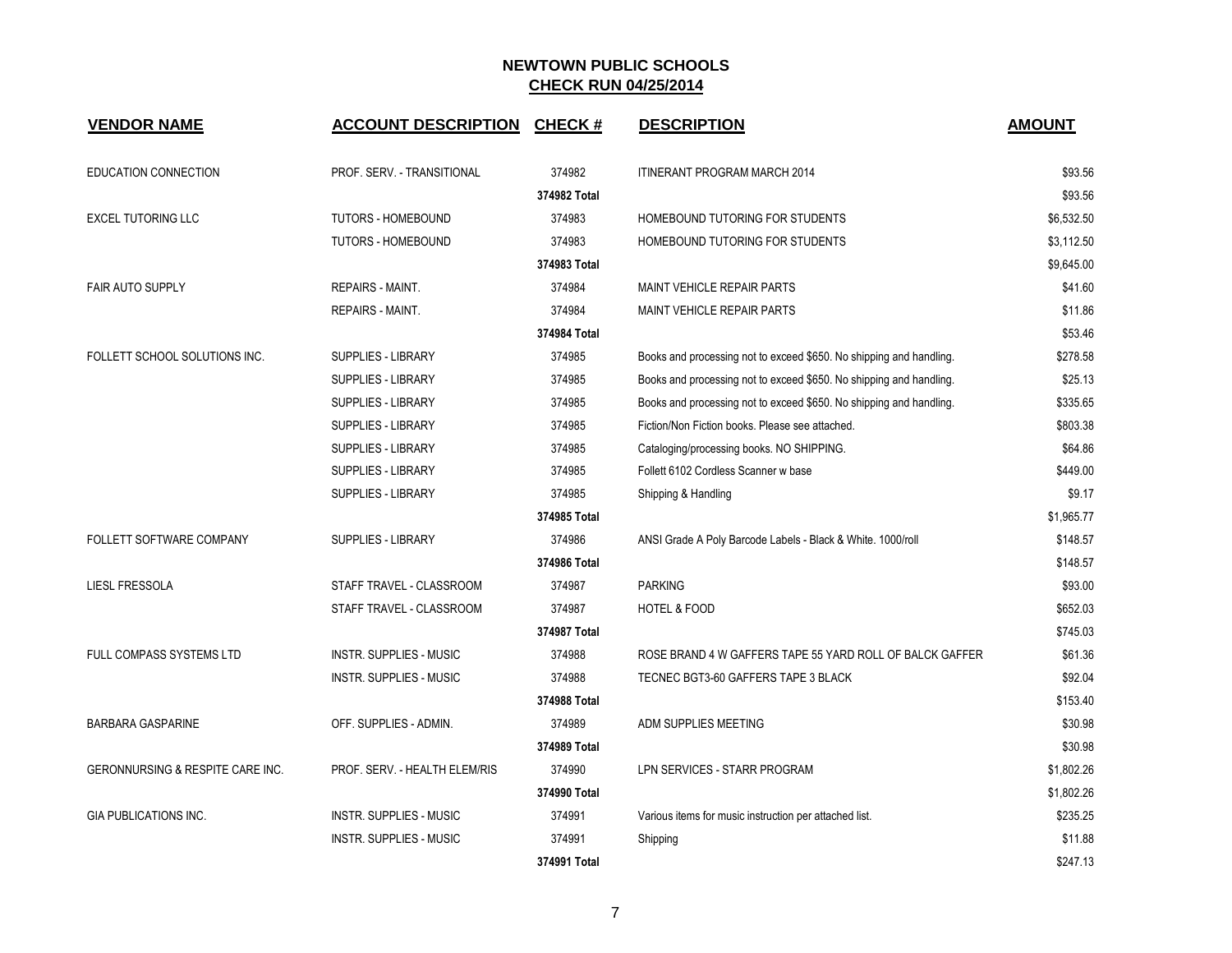# NEWTOWN PUBLIC SCHOOLS

## CHECK RUN 04/25/2014

| VENDOR NAME | ACCOUNT DESCRIPTION | CHECK # | DESCRIPTION | AMOUNT |
|---|---|---|---|---|
| EDUCATION CONNECTION | PROF. SERV. - TRANSITIONAL | 374982 | ITINERANT PROGRAM MARCH 2014 | $93.56 |
| | | **374982 Total** | | $93.56 |
| EXCEL TUTORING LLC | TUTORS - HOMEBOUND | 374983 | HOMEBOUND TUTORING FOR STUDENTS | $6,532.50 |
| | TUTORS - HOMEBOUND | 374983 | HOMEBOUND TUTORING FOR STUDENTS | $3,112.50 |
| | | **374983 Total** | | $9,645.00 |
| FAIR AUTO SUPPLY | REPAIRS - MAINT. | 374984 | MAINT VEHICLE REPAIR PARTS | $41.60 |
| | REPAIRS - MAINT. | 374984 | MAINT VEHICLE REPAIR PARTS | $11.86 |
| | | **374984 Total** | | $53.46 |
| FOLLETT SCHOOL SOLUTIONS INC. | SUPPLIES - LIBRARY | 374985 | Books and processing not to exceed $650. No shipping and handling. | $278.58 |
| | SUPPLIES - LIBRARY | 374985 | Books and processing not to exceed $650. No shipping and handling. | $25.13 |
| | SUPPLIES - LIBRARY | 374985 | Books and processing not to exceed $650. No shipping and handling. | $335.65 |
| | SUPPLIES - LIBRARY | 374985 | Fiction/Non Fiction books. Please see attached. | $803.38 |
| | SUPPLIES - LIBRARY | 374985 | Cataloging/processing books. NO SHIPPING. | $64.86 |
| | SUPPLIES - LIBRARY | 374985 | Follett 6102 Cordless Scanner w base | $449.00 |
| | SUPPLIES - LIBRARY | 374985 | Shipping & Handling | $9.17 |
| | | **374985 Total** | | $1,965.77 |
| FOLLETT SOFTWARE COMPANY | SUPPLIES - LIBRARY | 374986 | ANSI Grade A Poly Barcode Labels - Black & White. 1000/roll | $148.57 |
| | | **374986 Total** | | $148.57 |
| LIESL FRESSOLA | STAFF TRAVEL - CLASSROOM | 374987 | PARKING | $93.00 |
| | STAFF TRAVEL - CLASSROOM | 374987 | HOTEL & FOOD | $652.03 |
| | | **374987 Total** | | $745.03 |
| FULL COMPASS SYSTEMS LTD | INSTR. SUPPLIES - MUSIC | 374988 | ROSE BRAND 4 W GAFFERS TAPE 55 YARD ROLL OF BALCK GAFFER | $61.36 |
| | INSTR. SUPPLIES - MUSIC | 374988 | TECNEC BGT3-60 GAFFERS TAPE 3 BLACK | $92.04 |
| | | **374988 Total** | | $153.40 |
| BARBARA GASPARINE | OFF. SUPPLIES - ADMIN. | 374989 | ADM SUPPLIES MEETING | $30.98 |
| | | **374989 Total** | | $30.98 |
| GERONNURSING & RESPITE CARE INC. | PROF. SERV. - HEALTH ELEM/RIS | 374990 | LPN SERVICES - STARR PROGRAM | $1,802.26 |
| | | **374990 Total** | | $1,802.26 |
| GIA PUBLICATIONS INC. | INSTR. SUPPLIES - MUSIC | 374991 | Various items for music instruction per attached list. | $235.25 |
| | INSTR. SUPPLIES - MUSIC | 374991 | Shipping | $11.88 |
| | | **374991 Total** | | $247.13 |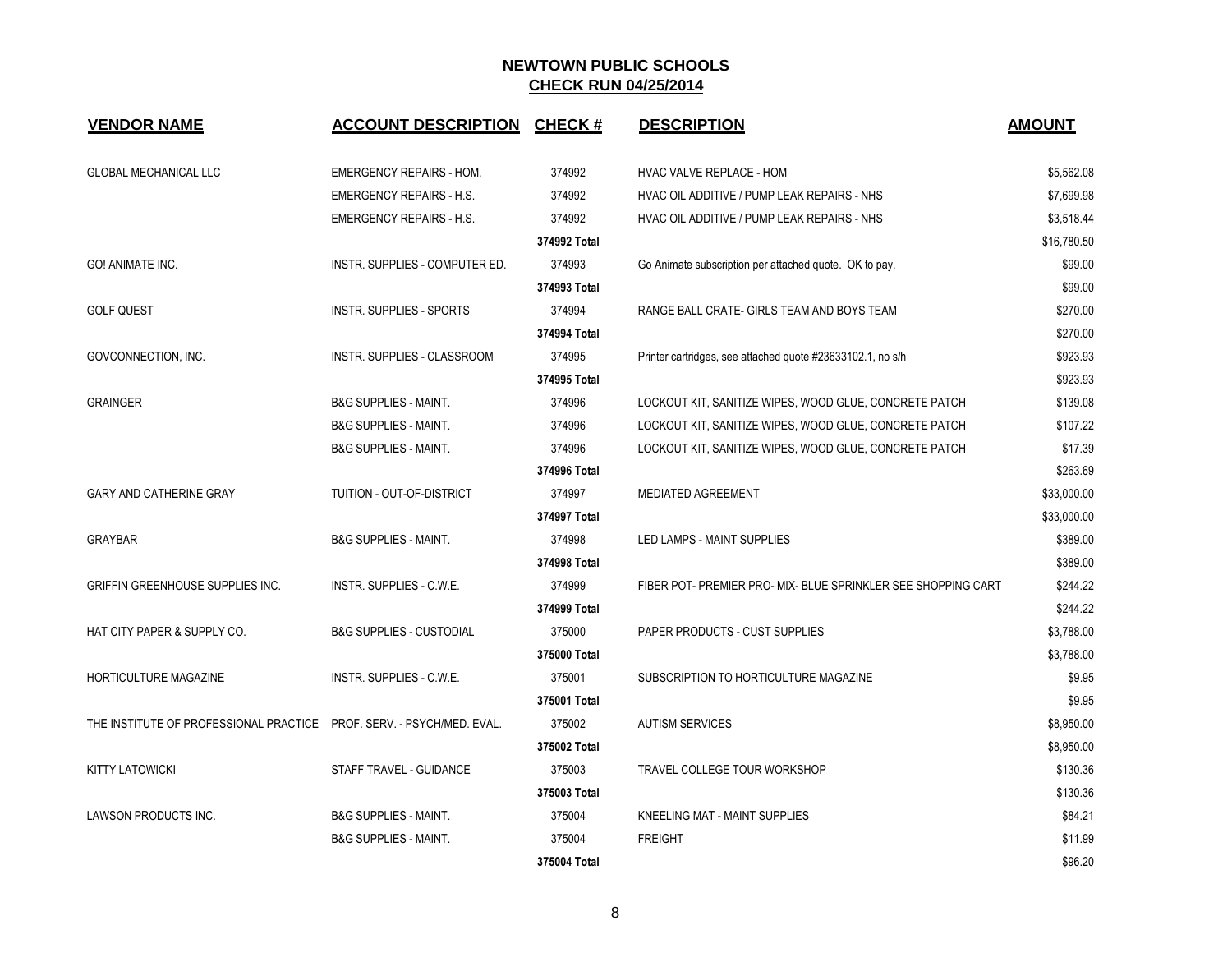# NEWTOWN PUBLIC SCHOOLS

## CHECK RUN 04/25/2014

| VENDOR NAME | ACCOUNT DESCRIPTION | CHECK # | DESCRIPTION | AMOUNT |
|---|---|---|---|---|
| GLOBAL MECHANICAL LLC | EMERGENCY REPAIRS - HOM. | 374992 | HVAC VALVE REPLACE - HOM | $5,562.08 |
| | EMERGENCY REPAIRS - H.S. | 374992 | HVAC OIL ADDITIVE / PUMP LEAK REPAIRS - NHS | $7,699.98 |
| | EMERGENCY REPAIRS - H.S. | 374992 | HVAC OIL ADDITIVE / PUMP LEAK REPAIRS - NHS | $3,518.44 |
| | | 374992 Total | | $16,780.50 |
| GO! ANIMATE INC. | INSTR. SUPPLIES - COMPUTER ED. | 374993 | Go Animate subscription per attached quote. OK to pay. | $99.00 |
| | | 374993 Total | | $99.00 |
| GOLF QUEST | INSTR. SUPPLIES - SPORTS | 374994 | RANGE BALL CRATE- GIRLS TEAM AND BOYS TEAM | $270.00 |
| | | 374994 Total | | $270.00 |
| GOVCONNECTION, INC. | INSTR. SUPPLIES - CLASSROOM | 374995 | Printer cartridges, see attached quote #23633102.1, no s/h | $923.93 |
| | | 374995 Total | | $923.93 |
| GRAINGER | B&G SUPPLIES - MAINT. | 374996 | LOCKOUT KIT, SANITIZE WIPES, WOOD GLUE, CONCRETE PATCH | $139.08 |
| | B&G SUPPLIES - MAINT. | 374996 | LOCKOUT KIT, SANITIZE WIPES, WOOD GLUE, CONCRETE PATCH | $107.22 |
| | B&G SUPPLIES - MAINT. | 374996 | LOCKOUT KIT, SANITIZE WIPES, WOOD GLUE, CONCRETE PATCH | $17.39 |
| | | 374996 Total | | $263.69 |
| GARY AND CATHERINE GRAY | TUITION - OUT-OF-DISTRICT | 374997 | MEDIATED AGREEMENT | $33,000.00 |
| | | 374997 Total | | $33,000.00 |
| GRAYBAR | B&G SUPPLIES - MAINT. | 374998 | LED LAMPS - MAINT SUPPLIES | $389.00 |
| | | 374998 Total | | $389.00 |
| GRIFFIN GREENHOUSE SUPPLIES INC. | INSTR. SUPPLIES - C.W.E. | 374999 | FIBER POT- PREMIER PRO- MIX- BLUE SPRINKLER SEE SHOPPING CART | $244.22 |
| | | 374999 Total | | $244.22 |
| HAT CITY PAPER & SUPPLY CO. | B&G SUPPLIES - CUSTODIAL | 375000 | PAPER PRODUCTS - CUST SUPPLIES | $3,788.00 |
| | | 375000 Total | | $3,788.00 |
| HORTICULTURE MAGAZINE | INSTR. SUPPLIES - C.W.E. | 375001 | SUBSCRIPTION TO HORTICULTURE MAGAZINE | $9.95 |
| | | 375001 Total | | $9.95 |
| THE INSTITUTE OF PROFESSIONAL PRACTICE | PROF. SERV. - PSYCH/MED. EVAL. | 375002 | AUTISM SERVICES | $8,950.00 |
| | | 375002 Total | | $8,950.00 |
| KITTY LATOWICKI | STAFF TRAVEL - GUIDANCE | 375003 | TRAVEL COLLEGE TOUR WORKSHOP | $130.36 |
| | | 375003 Total | | $130.36 |
| LAWSON PRODUCTS INC. | B&G SUPPLIES - MAINT. | 375004 | KNEELING MAT - MAINT SUPPLIES | $84.21 |
| | B&G SUPPLIES - MAINT. | 375004 | FREIGHT | $11.99 |
| | | 375004 Total | | $96.20 |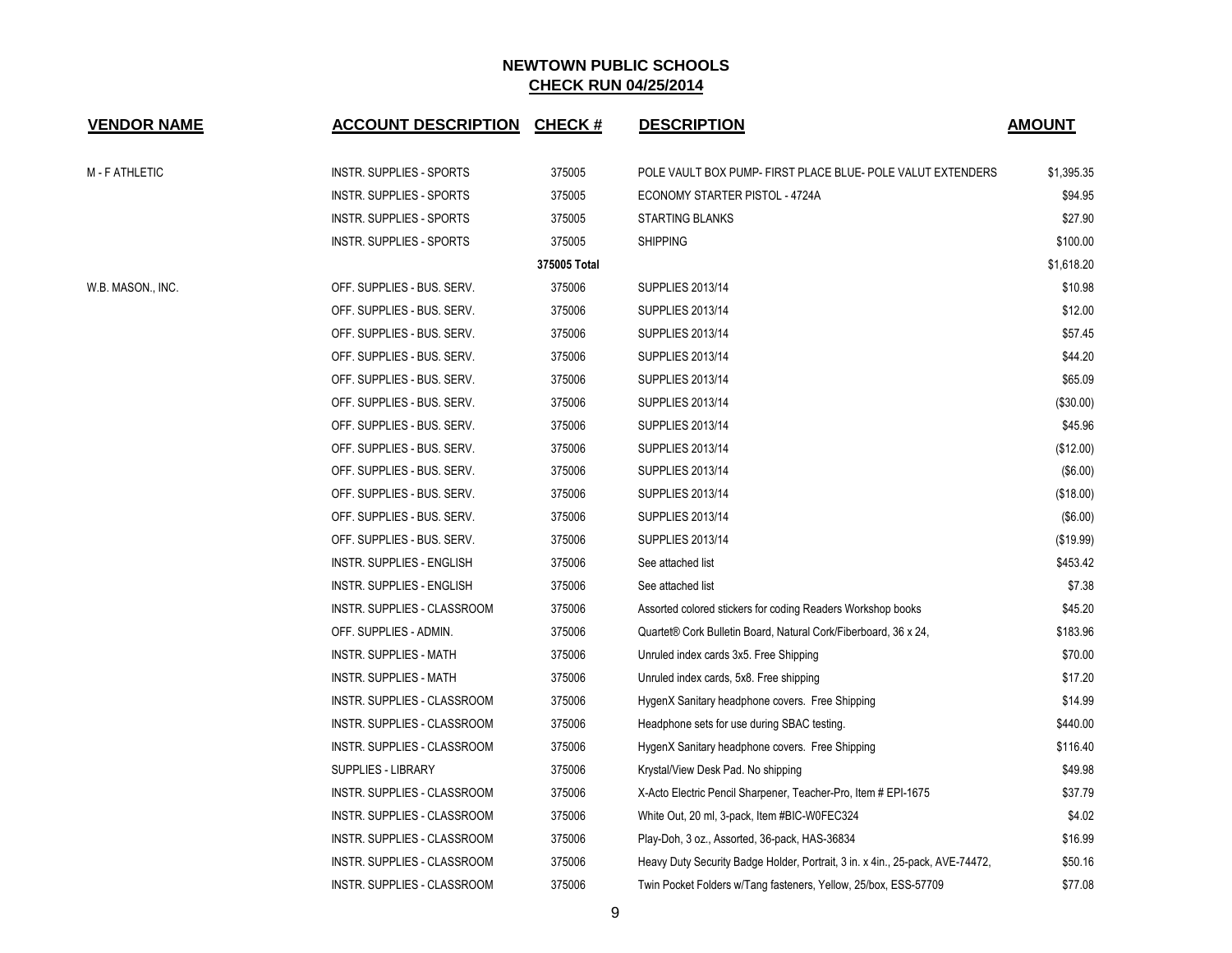# NEWTOWN PUBLIC SCHOOLS

## CHECK RUN 04/25/2014

| VENDOR NAME | ACCOUNT DESCRIPTION | CHECK # | DESCRIPTION | AMOUNT |
|---|---|---|---|---|
| M - F ATHLETIC | INSTR. SUPPLIES - SPORTS | 375005 | POLE VAULT BOX PUMP- FIRST PLACE BLUE- POLE VALUT EXTENDERS | $1,395.35 |
| | INSTR. SUPPLIES - SPORTS | 375005 | ECONOMY STARTER PISTOL - 4724A | $94.95 |
| | INSTR. SUPPLIES - SPORTS | 375005 | STARTING BLANKS | $27.90 |
| | INSTR. SUPPLIES - SPORTS | 375005 | SHIPPING | $100.00 |
| | | **375005 Total** | | $1,618.20 |
| W.B. MASON., INC. | OFF. SUPPLIES - BUS. SERV. | 375006 | SUPPLIES 2013/14 | $10.98 |
| | OFF. SUPPLIES - BUS. SERV. | 375006 | SUPPLIES 2013/14 | $12.00 |
| | OFF. SUPPLIES - BUS. SERV. | 375006 | SUPPLIES 2013/14 | $57.45 |
| | OFF. SUPPLIES - BUS. SERV. | 375006 | SUPPLIES 2013/14 | $44.20 |
| | OFF. SUPPLIES - BUS. SERV. | 375006 | SUPPLIES 2013/14 | $65.09 |
| | OFF. SUPPLIES - BUS. SERV. | 375006 | SUPPLIES 2013/14 | ($30.00) |
| | OFF. SUPPLIES - BUS. SERV. | 375006 | SUPPLIES 2013/14 | $45.96 |
| | OFF. SUPPLIES - BUS. SERV. | 375006 | SUPPLIES 2013/14 | ($12.00) |
| | OFF. SUPPLIES - BUS. SERV. | 375006 | SUPPLIES 2013/14 | ($6.00) |
| | OFF. SUPPLIES - BUS. SERV. | 375006 | SUPPLIES 2013/14 | ($18.00) |
| | OFF. SUPPLIES - BUS. SERV. | 375006 | SUPPLIES 2013/14 | ($6.00) |
| | OFF. SUPPLIES - BUS. SERV. | 375006 | SUPPLIES 2013/14 | ($19.99) |
| | INSTR. SUPPLIES - ENGLISH | 375006 | See attached list | $453.42 |
| | INSTR. SUPPLIES - ENGLISH | 375006 | See attached list | $7.38 |
| | INSTR. SUPPLIES - CLASSROOM | 375006 | Assorted colored stickers for coding Readers Workshop books | $45.20 |
| | OFF. SUPPLIES - ADMIN. | 375006 | Quartet® Cork Bulletin Board, Natural Cork/Fiberboard, 36 x 24, | $183.96 |
| | INSTR. SUPPLIES - MATH | 375006 | Unruled index cards 3x5. Free Shipping | $70.00 |
| | INSTR. SUPPLIES - MATH | 375006 | Unruled index cards, 5x8. Free shipping | $17.20 |
| | INSTR. SUPPLIES - CLASSROOM | 375006 | HygenX Sanitary headphone covers. Free Shipping | $14.99 |
| | INSTR. SUPPLIES - CLASSROOM | 375006 | Headphone sets for use during SBAC testing. | $440.00 |
| | INSTR. SUPPLIES - CLASSROOM | 375006 | HygenX Sanitary headphone covers. Free Shipping | $116.40 |
| | SUPPLIES - LIBRARY | 375006 | Krystal/View Desk Pad. No shipping | $49.98 |
| | INSTR. SUPPLIES - CLASSROOM | 375006 | X-Acto Electric Pencil Sharpener, Teacher-Pro, Item # EPI-1675 | $37.79 |
| | INSTR. SUPPLIES - CLASSROOM | 375006 | White Out, 20 ml, 3-pack, Item #BIC-W0FEC324 | $4.02 |
| | INSTR. SUPPLIES - CLASSROOM | 375006 | Play-Doh, 3 oz., Assorted, 36-pack, HAS-36834 | $16.99 |
| | INSTR. SUPPLIES - CLASSROOM | 375006 | Heavy Duty Security Badge Holder, Portrait, 3 in. x 4in., 25-pack, AVE-74472, | $50.16 |
| | INSTR. SUPPLIES - CLASSROOM | 375006 | Twin Pocket Folders w/Tang fasteners, Yellow, 25/box, ESS-57709 | $77.08 |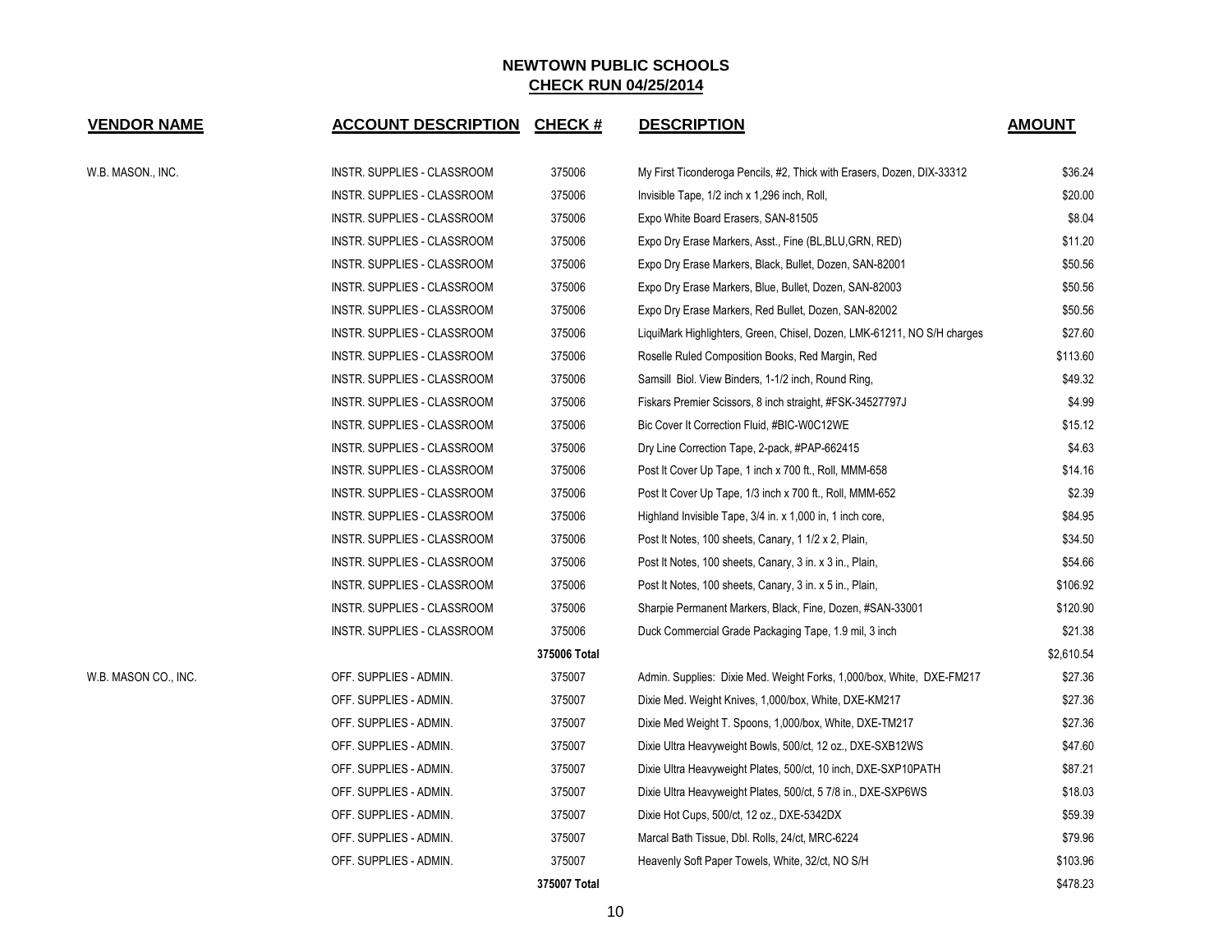# NEWTOWN PUBLIC SCHOOLS
## CHECK RUN 04/25/2014

| VENDOR NAME | ACCOUNT DESCRIPTION | CHECK # | DESCRIPTION | AMOUNT |
|---|---|---|---|---|
| W.B. MASON., INC. | INSTR. SUPPLIES - CLASSROOM | 375006 | My First Ticonderoga Pencils, #2, Thick with Erasers, Dozen, DIX-33312 | $36.24 |
| | INSTR. SUPPLIES - CLASSROOM | 375006 | Invisible Tape, 1/2 inch x 1,296 inch, Roll, | $20.00 |
| | INSTR. SUPPLIES - CLASSROOM | 375006 | Expo White Board Erasers, SAN-81505 | $8.04 |
| | INSTR. SUPPLIES - CLASSROOM | 375006 | Expo Dry Erase Markers, Asst., Fine (BL,BLU,GRN, RED) | $11.20 |
| | INSTR. SUPPLIES - CLASSROOM | 375006 | Expo Dry Erase Markers, Black, Bullet, Dozen, SAN-82001 | $50.56 |
| | INSTR. SUPPLIES - CLASSROOM | 375006 | Expo Dry Erase Markers, Blue, Bullet, Dozen, SAN-82003 | $50.56 |
| | INSTR. SUPPLIES - CLASSROOM | 375006 | Expo Dry Erase Markers, Red Bullet, Dozen, SAN-82002 | $50.56 |
| | INSTR. SUPPLIES - CLASSROOM | 375006 | LiquiMark Highlighters, Green, Chisel, Dozen, LMK-61211, NO S/H charges | $27.60 |
| | INSTR. SUPPLIES - CLASSROOM | 375006 | Roselle Ruled Composition Books, Red Margin, Red | $113.60 |
| | INSTR. SUPPLIES - CLASSROOM | 375006 | Samsill Biol. View Binders, 1-1/2 inch, Round Ring, | $49.32 |
| | INSTR. SUPPLIES - CLASSROOM | 375006 | Fiskars Premier Scissors, 8 inch straight, #FSK-34527797J | $4.99 |
| | INSTR. SUPPLIES - CLASSROOM | 375006 | Bic Cover It Correction Fluid, #BIC-W0C12WE | $15.12 |
| | INSTR. SUPPLIES - CLASSROOM | 375006 | Dry Line Correction Tape, 2-pack, #PAP-662415 | $4.63 |
| | INSTR. SUPPLIES - CLASSROOM | 375006 | Post It Cover Up Tape, 1 inch x 700 ft., Roll, MMM-658 | $14.16 |
| | INSTR. SUPPLIES - CLASSROOM | 375006 | Post It Cover Up Tape, 1/3 inch x 700 ft., Roll, MMM-652 | $2.39 |
| | INSTR. SUPPLIES - CLASSROOM | 375006 | Highland Invisible Tape, 3/4 in. x 1,000 in, 1 inch core, | $84.95 |
| | INSTR. SUPPLIES - CLASSROOM | 375006 | Post It Notes, 100 sheets, Canary, 1 1/2 x 2, Plain, | $34.50 |
| | INSTR. SUPPLIES - CLASSROOM | 375006 | Post It Notes, 100 sheets, Canary, 3 in. x 3 in., Plain, | $54.66 |
| | INSTR. SUPPLIES - CLASSROOM | 375006 | Post It Notes, 100 sheets, Canary, 3 in. x 5 in., Plain, | $106.92 |
| | INSTR. SUPPLIES - CLASSROOM | 375006 | Sharpie Permanent Markers, Black, Fine, Dozen, #SAN-33001 | $120.90 |
| | INSTR. SUPPLIES - CLASSROOM | 375006 | Duck Commercial Grade Packaging Tape, 1.9 mil, 3 inch | $21.38 |
| | | **375006 Total** | | $2,610.54 |
| W.B. MASON CO., INC. | OFF. SUPPLIES - ADMIN. | 375007 | Admin. Supplies: Dixie Med. Weight Forks, 1,000/box, White, DXE-FM217 | $27.36 |
| | OFF. SUPPLIES - ADMIN. | 375007 | Dixie Med. Weight Knives, 1,000/box, White, DXE-KM217 | $27.36 |
| | OFF. SUPPLIES - ADMIN. | 375007 | Dixie Med Weight T. Spoons, 1,000/box, White, DXE-TM217 | $27.36 |
| | OFF. SUPPLIES - ADMIN. | 375007 | Dixie Ultra Heavyweight Bowls, 500/ct, 12 oz., DXE-SXB12WS | $47.60 |
| | OFF. SUPPLIES - ADMIN. | 375007 | Dixie Ultra Heavyweight Plates, 500/ct, 10 inch, DXE-SXP10PATH | $87.21 |
| | OFF. SUPPLIES - ADMIN. | 375007 | Dixie Ultra Heavyweight Plates, 500/ct, 5 7/8 in., DXE-SXP6WS | $18.03 |
| | OFF. SUPPLIES - ADMIN. | 375007 | Dixie Hot Cups, 500/ct, 12 oz., DXE-5342DX | $59.39 |
| | OFF. SUPPLIES - ADMIN. | 375007 | Marcal Bath Tissue, Dbl. Rolls, 24/ct, MRC-6224 | $79.96 |
| | OFF. SUPPLIES - ADMIN. | 375007 | Heavenly Soft Paper Towels, White, 32/ct, NO S/H | $103.96 |
| | | **375007 Total** | | $478.23 |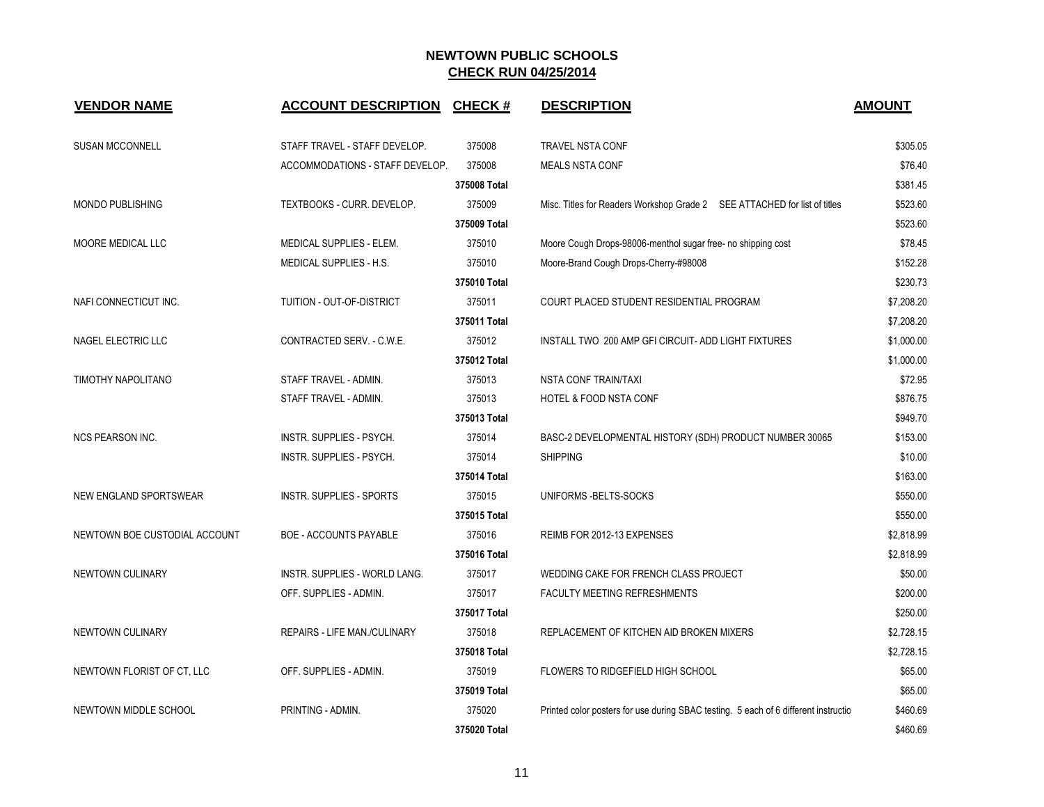# NEWTOWN PUBLIC SCHOOLS

## CHECK RUN 04/25/2014

| VENDOR NAME | ACCOUNT DESCRIPTION | CHECK # | DESCRIPTION | AMOUNT |
|---|---|---|---|---|
| SUSAN MCCONNELL | STAFF TRAVEL - STAFF DEVELOP. | 375008 | TRAVEL NSTA CONF | $305.05 |
| | ACCOMMODATIONS - STAFF DEVELOP. | 375008 | MEALS NSTA CONF | $76.40 |
| | | 375008 Total | | $381.45 |
| MONDO PUBLISHING | TEXTBOOKS - CURR. DEVELOP. | 375009 | Misc. Titles for Readers Workshop Grade 2 SEE ATTACHED for list of titles | $523.60 |
| | | 375009 Total | | $523.60 |
| MOORE MEDICAL LLC | MEDICAL SUPPLIES - ELEM. | 375010 | Moore Cough Drops-98006-menthol sugar free- no shipping cost | $78.45 |
| | MEDICAL SUPPLIES - H.S. | 375010 | Moore-Brand Cough Drops-Cherry-#98008 | $152.28 |
| | | 375010 Total | | $230.73 |
| NAFI CONNECTICUT INC. | TUITION - OUT-OF-DISTRICT | 375011 | COURT PLACED STUDENT RESIDENTIAL PROGRAM | $7,208.20 |
| | | 375011 Total | | $7,208.20 |
| NAGEL ELECTRIC LLC | CONTRACTED SERV. - C.W.E. | 375012 | INSTALL TWO 200 AMP GFI CIRCUIT- ADD LIGHT FIXTURES | $1,000.00 |
| | | 375012 Total | | $1,000.00 |
| TIMOTHY NAPOLITANO | STAFF TRAVEL - ADMIN. | 375013 | NSTA CONF TRAIN/TAXI | $72.95 |
| | STAFF TRAVEL - ADMIN. | 375013 | HOTEL & FOOD NSTA CONF | $876.75 |
| | | 375013 Total | | $949.70 |
| NCS PEARSON INC. | INSTR. SUPPLIES - PSYCH. | 375014 | BASC-2 DEVELOPMENTAL HISTORY (SDH) PRODUCT NUMBER 30065 | $153.00 |
| | INSTR. SUPPLIES - PSYCH. | 375014 | SHIPPING | $10.00 |
| | | 375014 Total | | $163.00 |
| NEW ENGLAND SPORTSWEAR | INSTR. SUPPLIES - SPORTS | 375015 | UNIFORMS -BELTS-SOCKS | $550.00 |
| | | 375015 Total | | $550.00 |
| NEWTOWN BOE CUSTODIAL ACCOUNT | BOE - ACCOUNTS PAYABLE | 375016 | REIMB FOR 2012-13 EXPENSES | $2,818.99 |
| | | 375016 Total | | $2,818.99 |
| NEWTOWN CULINARY | INSTR. SUPPLIES - WORLD LANG. | 375017 | WEDDING CAKE FOR FRENCH CLASS PROJECT | $50.00 |
| | OFF. SUPPLIES - ADMIN. | 375017 | FACULTY MEETING REFRESHMENTS | $200.00 |
| | | 375017 Total | | $250.00 |
| NEWTOWN CULINARY | REPAIRS - LIFE MAN./CULINARY | 375018 | REPLACEMENT OF KITCHEN AID BROKEN MIXERS | $2,728.15 |
| | | 375018 Total | | $2,728.15 |
| NEWTOWN FLORIST OF CT, LLC | OFF. SUPPLIES - ADMIN. | 375019 | FLOWERS TO RIDGEFIELD HIGH SCHOOL | $65.00 |
| | | 375019 Total | | $65.00 |
| NEWTOWN MIDDLE SCHOOL | PRINTING - ADMIN. | 375020 | Printed color posters for use during SBAC testing. 5 each of 6 different instructio | $460.69 |
| | | 375020 Total | | $460.69 |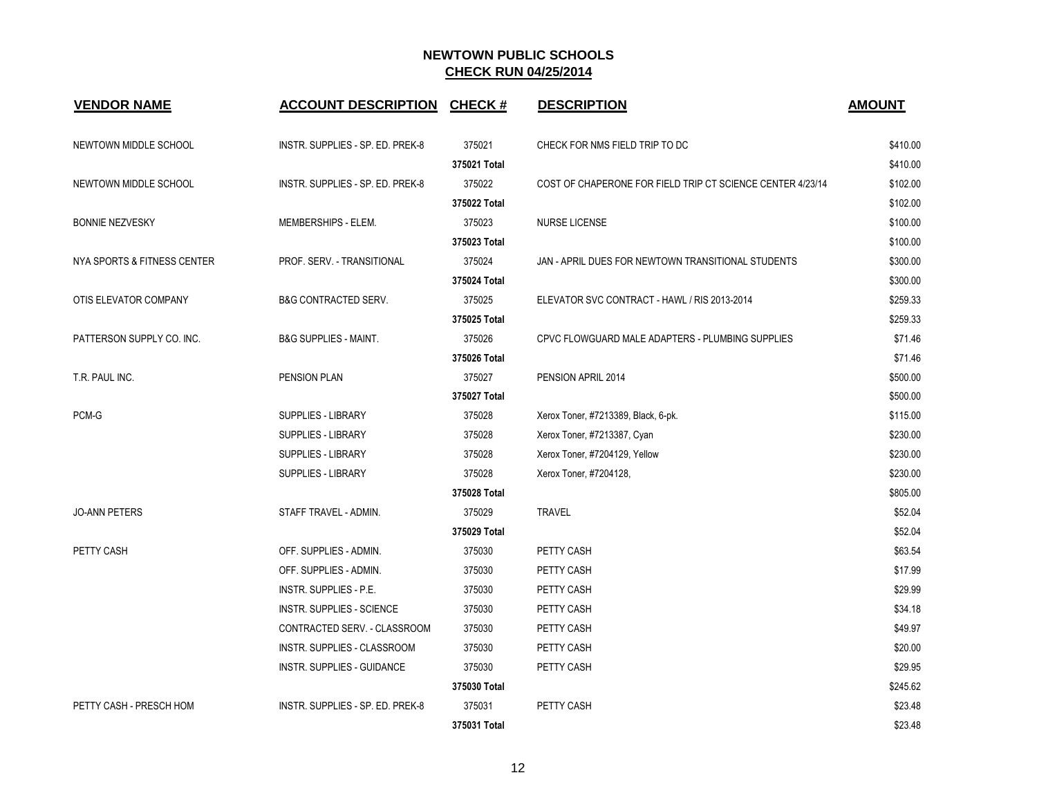# NEWTOWN PUBLIC SCHOOLS

## CHECK RUN 04/25/2014

| VENDOR NAME | ACCOUNT DESCRIPTION | CHECK # | DESCRIPTION | AMOUNT |
|---|---|---|---|---|
| NEWTOWN MIDDLE SCHOOL | INSTR. SUPPLIES - SP. ED. PREK-8 | 375021 | CHECK FOR NMS FIELD TRIP TO DC | $410.00 |
| | | 375021 Total | | $410.00 |
| NEWTOWN MIDDLE SCHOOL | INSTR. SUPPLIES - SP. ED. PREK-8 | 375022 | COST OF CHAPERONE FOR FIELD TRIP CT SCIENCE CENTER 4/23/14 | $102.00 |
| | | 375022 Total | | $102.00 |
| BONNIE NEZVESKY | MEMBERSHIPS - ELEM. | 375023 | NURSE LICENSE | $100.00 |
| | | 375023 Total | | $100.00 |
| NYA SPORTS & FITNESS CENTER | PROF. SERV. - TRANSITIONAL | 375024 | JAN - APRIL DUES FOR NEWTOWN TRANSITIONAL STUDENTS | $300.00 |
| | | 375024 Total | | $300.00 |
| OTIS ELEVATOR COMPANY | B&G CONTRACTED SERV. | 375025 | ELEVATOR SVC CONTRACT - HAWL / RIS 2013-2014 | $259.33 |
| | | 375025 Total | | $259.33 |
| PATTERSON SUPPLY CO. INC. | B&G SUPPLIES - MAINT. | 375026 | CPVC FLOWGUARD MALE ADAPTERS - PLUMBING SUPPLIES | $71.46 |
| | | 375026 Total | | $71.46 |
| T.R. PAUL INC. | PENSION PLAN | 375027 | PENSION APRIL 2014 | $500.00 |
| | | 375027 Total | | $500.00 |
| PCM-G | SUPPLIES - LIBRARY | 375028 | Xerox Toner, #7213389, Black, 6-pk. | $115.00 |
| | SUPPLIES - LIBRARY | 375028 | Xerox Toner, #7213387, Cyan | $230.00 |
| | SUPPLIES - LIBRARY | 375028 | Xerox Toner, #7204129, Yellow | $230.00 |
| | SUPPLIES - LIBRARY | 375028 | Xerox Toner, #7204128, | $230.00 |
| | | 375028 Total | | $805.00 |
| JO-ANN PETERS | STAFF TRAVEL - ADMIN. | 375029 | TRAVEL | $52.04 |
| | | 375029 Total | | $52.04 |
| PETTY CASH | OFF. SUPPLIES - ADMIN. | 375030 | PETTY CASH | $63.54 |
| | OFF. SUPPLIES - ADMIN. | 375030 | PETTY CASH | $17.99 |
| | INSTR. SUPPLIES - P.E. | 375030 | PETTY CASH | $29.99 |
| | INSTR. SUPPLIES - SCIENCE | 375030 | PETTY CASH | $34.18 |
| | CONTRACTED SERV. - CLASSROOM | 375030 | PETTY CASH | $49.97 |
| | INSTR. SUPPLIES - CLASSROOM | 375030 | PETTY CASH | $20.00 |
| | INSTR. SUPPLIES - GUIDANCE | 375030 | PETTY CASH | $29.95 |
| | | 375030 Total | | $245.62 |
| PETTY CASH - PRESCH HOM | INSTR. SUPPLIES - SP. ED. PREK-8 | 375031 | PETTY CASH | $23.48 |
| | | 375031 Total | | $23.48 |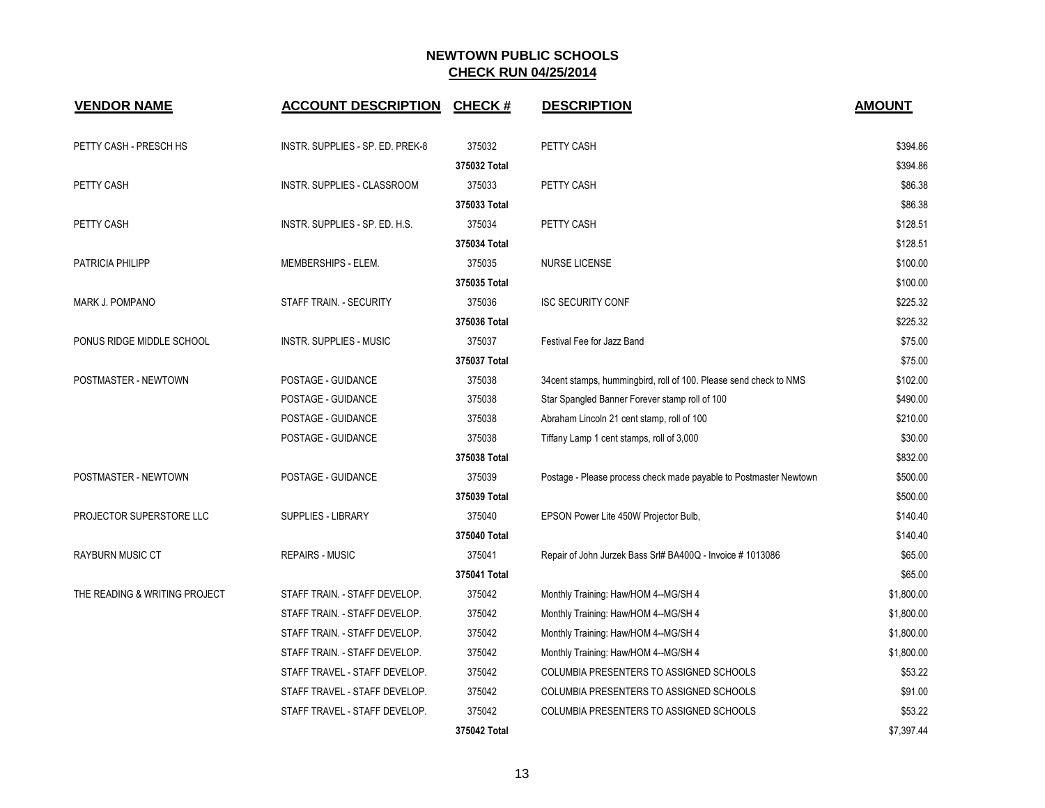# NEWTOWN PUBLIC SCHOOLS

## CHECK RUN 04/25/2014

| VENDOR NAME | ACCOUNT DESCRIPTION | CHECK # | DESCRIPTION | AMOUNT |
|---|---|---|---|---|
| PETTY CASH - PRESCH HS | INSTR. SUPPLIES - SP. ED. PREK-8 | 375032 | PETTY CASH | $394.86 |
| | | 375032 Total | | $394.86 |
| PETTY CASH | INSTR. SUPPLIES - CLASSROOM | 375033 | PETTY CASH | $86.38 |
| | | 375033 Total | | $86.38 |
| PETTY CASH | INSTR. SUPPLIES - SP. ED. H.S. | 375034 | PETTY CASH | $128.51 |
| | | 375034 Total | | $128.51 |
| PATRICIA PHILIPP | MEMBERSHIPS - ELEM. | 375035 | NURSE LICENSE | $100.00 |
| | | 375035 Total | | $100.00 |
| MARK J. POMPANO | STAFF TRAIN. - SECURITY | 375036 | ISC SECURITY CONF | $225.32 |
| | | 375036 Total | | $225.32 |
| PONUS RIDGE MIDDLE SCHOOL | INSTR. SUPPLIES - MUSIC | 375037 | Festival Fee for Jazz Band | $75.00 |
| | | 375037 Total | | $75.00 |
| POSTMASTER - NEWTOWN | POSTAGE - GUIDANCE | 375038 | 34cent stamps, hummingbird, roll of 100. Please send check to NMS | $102.00 |
| | POSTAGE - GUIDANCE | 375038 | Star Spangled Banner Forever stamp roll of 100 | $490.00 |
| | POSTAGE - GUIDANCE | 375038 | Abraham Lincoln 21 cent stamp, roll of 100 | $210.00 |
| | POSTAGE - GUIDANCE | 375038 | Tiffany Lamp 1 cent stamps, roll of 3,000 | $30.00 |
| | | 375038 Total | | $832.00 |
| POSTMASTER - NEWTOWN | POSTAGE - GUIDANCE | 375039 | Postage - Please process check made payable to Postmaster Newtown | $500.00 |
| | | 375039 Total | | $500.00 |
| PROJECTOR SUPERSTORE LLC | SUPPLIES - LIBRARY | 375040 | EPSON Power Lite 450W Projector Bulb, | $140.40 |
| | | 375040 Total | | $140.40 |
| RAYBURN MUSIC CT | REPAIRS - MUSIC | 375041 | Repair of John Jurzek Bass Srl# BA400Q - Invoice # 1013086 | $65.00 |
| | | 375041 Total | | $65.00 |
| THE READING & WRITING PROJECT | STAFF TRAIN. - STAFF DEVELOP. | 375042 | Monthly Training: Haw/HOM 4--MG/SH 4 | $1,800.00 |
| | STAFF TRAIN. - STAFF DEVELOP. | 375042 | Monthly Training: Haw/HOM 4--MG/SH 4 | $1,800.00 |
| | STAFF TRAIN. - STAFF DEVELOP. | 375042 | Monthly Training: Haw/HOM 4--MG/SH 4 | $1,800.00 |
| | STAFF TRAIN. - STAFF DEVELOP. | 375042 | Monthly Training: Haw/HOM 4--MG/SH 4 | $1,800.00 |
| | STAFF TRAVEL - STAFF DEVELOP. | 375042 | COLUMBIA PRESENTERS TO ASSIGNED SCHOOLS | $53.22 |
| | STAFF TRAVEL - STAFF DEVELOP. | 375042 | COLUMBIA PRESENTERS TO ASSIGNED SCHOOLS | $91.00 |
| | STAFF TRAVEL - STAFF DEVELOP. | 375042 | COLUMBIA PRESENTERS TO ASSIGNED SCHOOLS | $53.22 |
| | | 375042 Total | | $7,397.44 |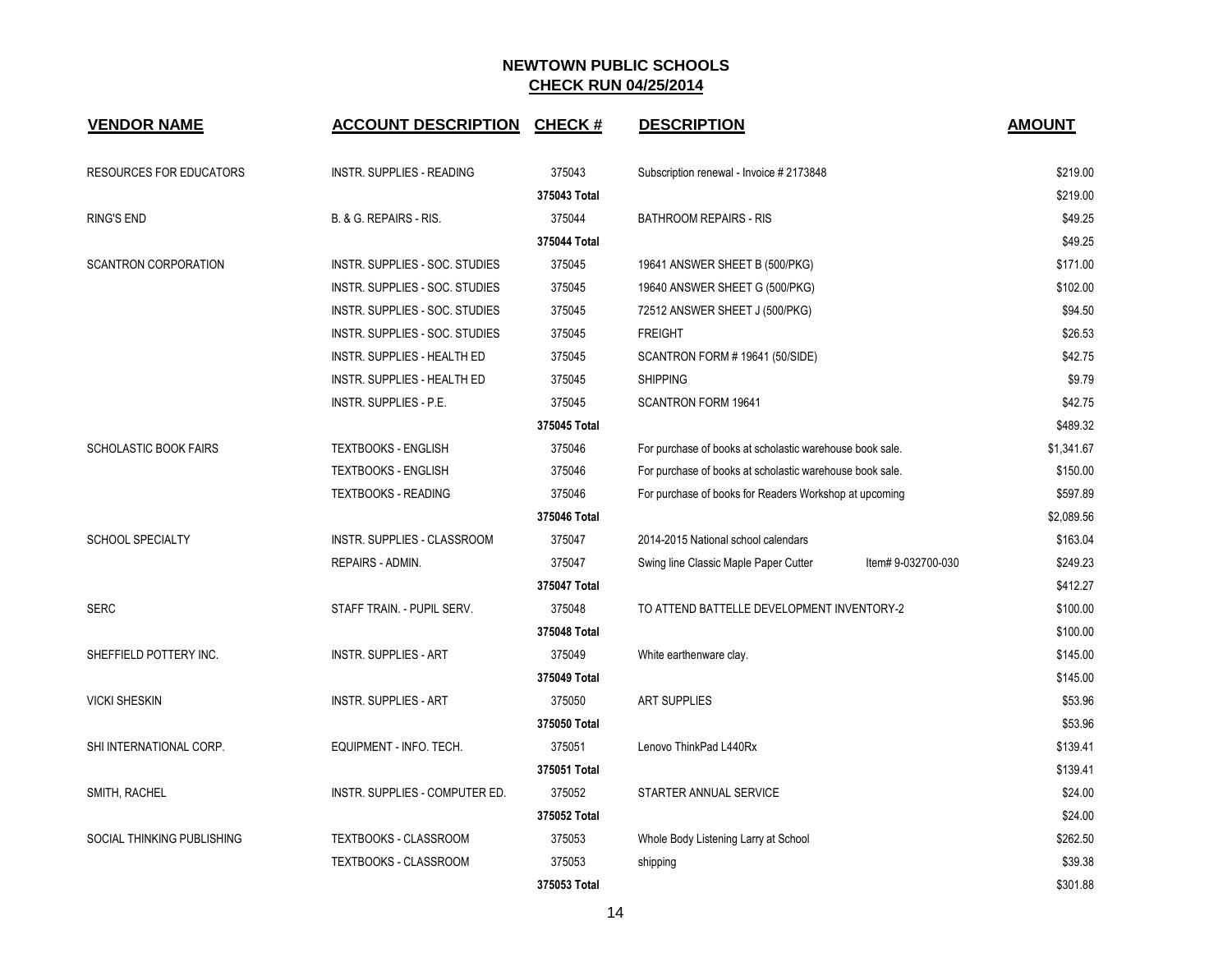## NEWTOWN PUBLIC SCHOOLS
## CHECK RUN 04/25/2014

| VENDOR NAME | ACCOUNT DESCRIPTION | CHECK # | DESCRIPTION | AMOUNT |
|---|---|---|---|---|
| RESOURCES FOR EDUCATORS | INSTR. SUPPLIES - READING | 375043 | Subscription renewal - Invoice # 2173848 | $219.00 |
| | | 375043 Total | | $219.00 |
| RING'S END | B. & G. REPAIRS - RIS. | 375044 | BATHROOM REPAIRS - RIS | $49.25 |
| | | 375044 Total | | $49.25 |
| SCANTRON CORPORATION | INSTR. SUPPLIES - SOC. STUDIES | 375045 | 19641 ANSWER SHEET B (500/PKG) | $171.00 |
| | INSTR. SUPPLIES - SOC. STUDIES | 375045 | 19640 ANSWER SHEET G (500/PKG) | $102.00 |
| | INSTR. SUPPLIES - SOC. STUDIES | 375045 | 72512 ANSWER SHEET J (500/PKG) | $94.50 |
| | INSTR. SUPPLIES - SOC. STUDIES | 375045 | FREIGHT | $26.53 |
| | INSTR. SUPPLIES - HEALTH ED | 375045 | SCANTRON FORM # 19641 (50/SIDE) | $42.75 |
| | INSTR. SUPPLIES - HEALTH ED | 375045 | SHIPPING | $9.79 |
| | INSTR. SUPPLIES - P.E. | 375045 | SCANTRON FORM 19641 | $42.75 |
| | | 375045 Total | | $489.32 |
| SCHOLASTIC BOOK FAIRS | TEXTBOOKS - ENGLISH | 375046 | For purchase of books at scholastic warehouse book sale. | $1,341.67 |
| | TEXTBOOKS - ENGLISH | 375046 | For purchase of books at scholastic warehouse book sale. | $150.00 |
| | TEXTBOOKS - READING | 375046 | For purchase of books for Readers Workshop at upcoming | $597.89 |
| | | 375046 Total | | $2,089.56 |
| SCHOOL SPECIALTY | INSTR. SUPPLIES - CLASSROOM | 375047 | 2014-2015 National school calendars | $163.04 |
| | REPAIRS - ADMIN. | 375047 | Swing line Classic Maple Paper Cutter Item# 9-032700-030 | $249.23 |
| | | 375047 Total | | $412.27 |
| SERC | STAFF TRAIN. - PUPIL SERV. | 375048 | TO ATTEND BATTELLE DEVELOPMENT INVENTORY-2 | $100.00 |
| | | 375048 Total | | $100.00 |
| SHEFFIELD POTTERY INC. | INSTR. SUPPLIES - ART | 375049 | White earthenware clay. | $145.00 |
| | | 375049 Total | | $145.00 |
| VICKI SHESKIN | INSTR. SUPPLIES - ART | 375050 | ART SUPPLIES | $53.96 |
| | | 375050 Total | | $53.96 |
| SHI INTERNATIONAL CORP. | EQUIPMENT - INFO. TECH. | 375051 | Lenovo ThinkPad L440Rx | $139.41 |
| | | 375051 Total | | $139.41 |
| SMITH, RACHEL | INSTR. SUPPLIES - COMPUTER ED. | 375052 | STARTER ANNUAL SERVICE | $24.00 |
| | | 375052 Total | | $24.00 |
| SOCIAL THINKING PUBLISHING | TEXTBOOKS - CLASSROOM | 375053 | Whole Body Listening Larry at School | $262.50 |
| | TEXTBOOKS - CLASSROOM | 375053 | shipping | $39.38 |
| | | 375053 Total | | $301.88 |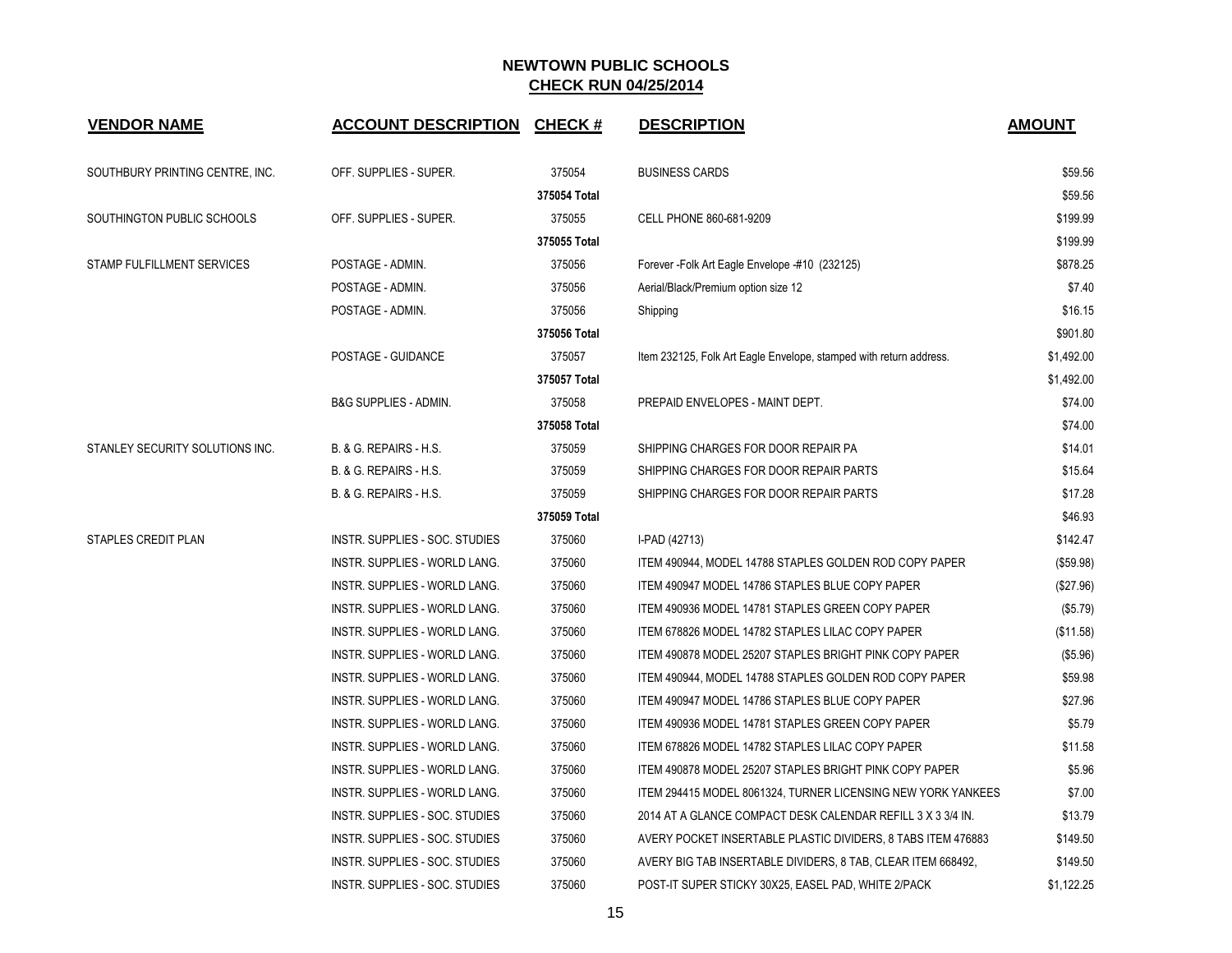# NEWTOWN PUBLIC SCHOOLS

## CHECK RUN 04/25/2014

| VENDOR NAME | ACCOUNT DESCRIPTION | CHECK # | DESCRIPTION | AMOUNT |
|---|---|---|---|---|
| SOUTHBURY PRINTING CENTRE, INC. | OFF. SUPPLIES - SUPER. | 375054 | BUSINESS CARDS | $59.56 |
| | | 375054 Total | | $59.56 |
| SOUTHINGTON PUBLIC SCHOOLS | OFF. SUPPLIES - SUPER. | 375055 | CELL PHONE 860-681-9209 | $199.99 |
| | | 375055 Total | | $199.99 |
| STAMP FULFILLMENT SERVICES | POSTAGE - ADMIN. | 375056 | Forever -Folk Art Eagle Envelope -#10 (232125) | $878.25 |
| | POSTAGE - ADMIN. | 375056 | Aerial/Black/Premium option size 12 | $7.40 |
| | POSTAGE - ADMIN. | 375056 | Shipping | $16.15 |
| | | 375056 Total | | $901.80 |
| | POSTAGE - GUIDANCE | 375057 | Item 232125, Folk Art Eagle Envelope, stamped with return address. | $1,492.00 |
| | | 375057 Total | | $1,492.00 |
| | B&G SUPPLIES - ADMIN. | 375058 | PREPAID ENVELOPES - MAINT DEPT. | $74.00 |
| | | 375058 Total | | $74.00 |
| STANLEY SECURITY SOLUTIONS INC. | B. & G. REPAIRS - H.S. | 375059 | SHIPPING CHARGES FOR DOOR REPAIR PA | $14.01 |
| | B. & G. REPAIRS - H.S. | 375059 | SHIPPING CHARGES FOR DOOR REPAIR PARTS | $15.64 |
| | B. & G. REPAIRS - H.S. | 375059 | SHIPPING CHARGES FOR DOOR REPAIR PARTS | $17.28 |
| | | 375059 Total | | $46.93 |
| STAPLES CREDIT PLAN | INSTR. SUPPLIES - SOC. STUDIES | 375060 | I-PAD (42713) | $142.47 |
| | INSTR. SUPPLIES - WORLD LANG. | 375060 | ITEM 490944, MODEL 14788 STAPLES GOLDEN ROD COPY PAPER | ($59.98) |
| | INSTR. SUPPLIES - WORLD LANG. | 375060 | ITEM 490947 MODEL 14786 STAPLES BLUE COPY PAPER | ($27.96) |
| | INSTR. SUPPLIES - WORLD LANG. | 375060 | ITEM 490936 MODEL 14781 STAPLES GREEN COPY PAPER | ($5.79) |
| | INSTR. SUPPLIES - WORLD LANG. | 375060 | ITEM 678826 MODEL 14782 STAPLES LILAC COPY PAPER | ($11.58) |
| | INSTR. SUPPLIES - WORLD LANG. | 375060 | ITEM 490878 MODEL 25207 STAPLES BRIGHT PINK COPY PAPER | ($5.96) |
| | INSTR. SUPPLIES - WORLD LANG. | 375060 | ITEM 490944, MODEL 14788 STAPLES GOLDEN ROD COPY PAPER | $59.98 |
| | INSTR. SUPPLIES - WORLD LANG. | 375060 | ITEM 490947 MODEL 14786 STAPLES BLUE COPY PAPER | $27.96 |
| | INSTR. SUPPLIES - WORLD LANG. | 375060 | ITEM 490936 MODEL 14781 STAPLES GREEN COPY PAPER | $5.79 |
| | INSTR. SUPPLIES - WORLD LANG. | 375060 | ITEM 678826 MODEL 14782 STAPLES LILAC COPY PAPER | $11.58 |
| | INSTR. SUPPLIES - WORLD LANG. | 375060 | ITEM 490878 MODEL 25207 STAPLES BRIGHT PINK COPY PAPER | $5.96 |
| | INSTR. SUPPLIES - WORLD LANG. | 375060 | ITEM 294415 MODEL 8061324, TURNER LICENSING NEW YORK YANKEES | $7.00 |
| | INSTR. SUPPLIES - SOC. STUDIES | 375060 | 2014 AT A GLANCE COMPACT DESK CALENDAR REFILL 3 X 3 3/4 IN. | $13.79 |
| | INSTR. SUPPLIES - SOC. STUDIES | 375060 | AVERY POCKET INSERTABLE PLASTIC DIVIDERS, 8 TABS ITEM 476883 | $149.50 |
| | INSTR. SUPPLIES - SOC. STUDIES | 375060 | AVERY BIG TAB INSERTABLE DIVIDERS, 8 TAB, CLEAR ITEM 668492, | $149.50 |
| | INSTR. SUPPLIES - SOC. STUDIES | 375060 | POST-IT SUPER STICKY 30X25, EASEL PAD, WHITE 2/PACK | $1,122.25 |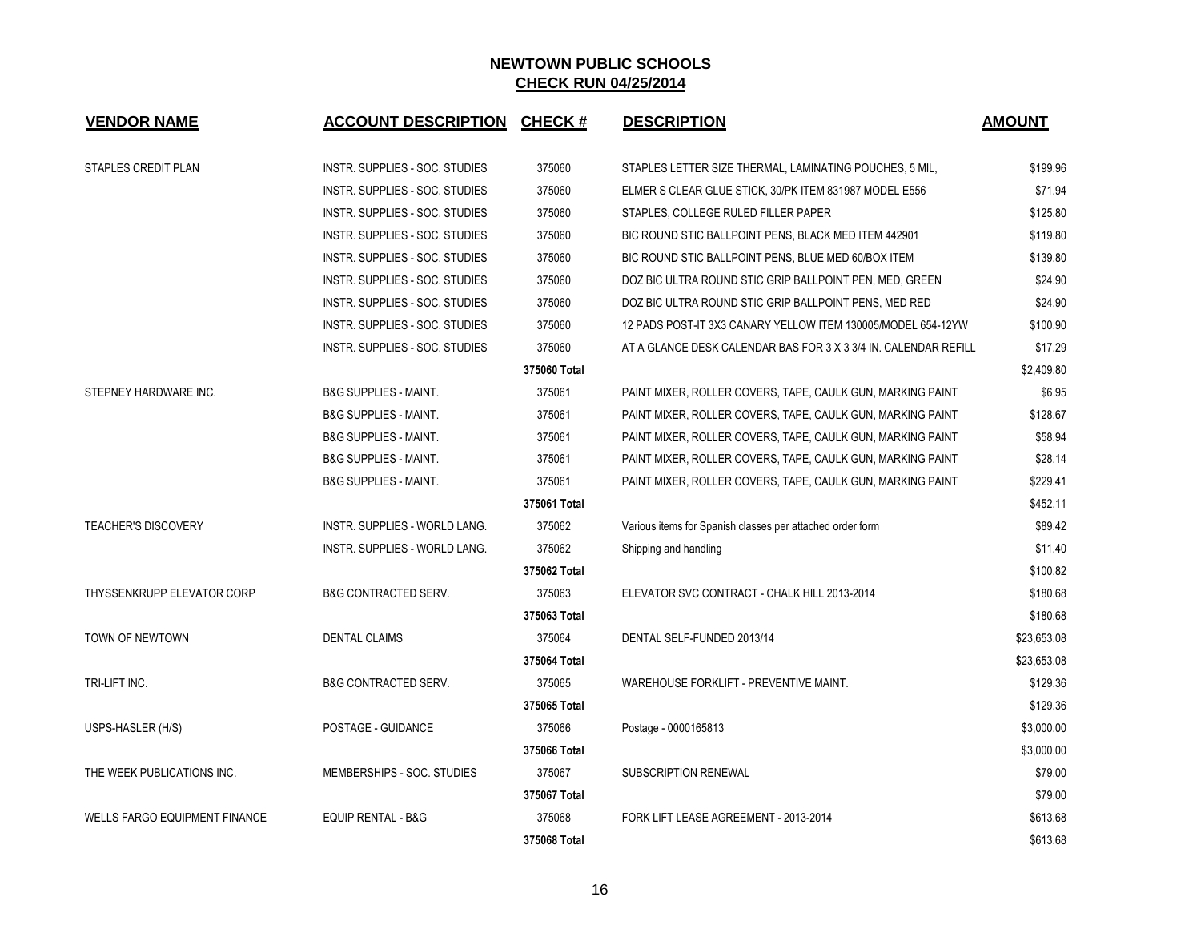# NEWTOWN PUBLIC SCHOOLS
## CHECK RUN 04/25/2014

| VENDOR NAME | ACCOUNT DESCRIPTION | CHECK # | DESCRIPTION | AMOUNT |
|---|---|---|---|---|
| STAPLES CREDIT PLAN | INSTR. SUPPLIES - SOC. STUDIES | 375060 | STAPLES LETTER SIZE THERMAL, LAMINATING POUCHES, 5 MIL, | $199.96 |
| | INSTR. SUPPLIES - SOC. STUDIES | 375060 | ELMER S CLEAR GLUE STICK, 30/PK ITEM 831987 MODEL E556 | $71.94 |
| | INSTR. SUPPLIES - SOC. STUDIES | 375060 | STAPLES, COLLEGE RULED FILLER PAPER | $125.80 |
| | INSTR. SUPPLIES - SOC. STUDIES | 375060 | BIC ROUND STIC BALLPOINT PENS, BLACK MED ITEM 442901 | $119.80 |
| | INSTR. SUPPLIES - SOC. STUDIES | 375060 | BIC ROUND STIC BALLPOINT PENS, BLUE MED 60/BOX ITEM | $139.80 |
| | INSTR. SUPPLIES - SOC. STUDIES | 375060 | DOZ BIC ULTRA ROUND STIC GRIP BALLPOINT PEN, MED, GREEN | $24.90 |
| | INSTR. SUPPLIES - SOC. STUDIES | 375060 | DOZ BIC ULTRA ROUND STIC GRIP BALLPOINT PENS, MED RED | $24.90 |
| | INSTR. SUPPLIES - SOC. STUDIES | 375060 | 12 PADS POST-IT 3X3 CANARY YELLOW ITEM 130005/MODEL 654-12YW | $100.90 |
| | INSTR. SUPPLIES - SOC. STUDIES | 375060 | AT A GLANCE DESK CALENDAR BAS FOR 3 X 3 3/4 IN. CALENDAR REFILL | $17.29 |
| | | **375060 Total** | | $2,409.80 |
| STEPNEY HARDWARE INC. | B&G SUPPLIES - MAINT. | 375061 | PAINT MIXER, ROLLER COVERS, TAPE, CAULK GUN, MARKING PAINT | $6.95 |
| | B&G SUPPLIES - MAINT. | 375061 | PAINT MIXER, ROLLER COVERS, TAPE, CAULK GUN, MARKING PAINT | $128.67 |
| | B&G SUPPLIES - MAINT. | 375061 | PAINT MIXER, ROLLER COVERS, TAPE, CAULK GUN, MARKING PAINT | $58.94 |
| | B&G SUPPLIES - MAINT. | 375061 | PAINT MIXER, ROLLER COVERS, TAPE, CAULK GUN, MARKING PAINT | $28.14 |
| | B&G SUPPLIES - MAINT. | 375061 | PAINT MIXER, ROLLER COVERS, TAPE, CAULK GUN, MARKING PAINT | $229.41 |
| | | **375061 Total** | | $452.11 |
| TEACHER'S DISCOVERY | INSTR. SUPPLIES - WORLD LANG. | 375062 | Various items for Spanish classes per attached order form | $89.42 |
| | INSTR. SUPPLIES - WORLD LANG. | 375062 | Shipping and handling | $11.40 |
| | | **375062 Total** | | $100.82 |
| THYSSENKRUPP ELEVATOR CORP | B&G CONTRACTED SERV. | 375063 | ELEVATOR SVC CONTRACT - CHALK HILL 2013-2014 | $180.68 |
| | | **375063 Total** | | $180.68 |
| TOWN OF NEWTOWN | DENTAL CLAIMS | 375064 | DENTAL SELF-FUNDED 2013/14 | $23,653.08 |
| | | **375064 Total** | | $23,653.08 |
| TRI-LIFT INC. | B&G CONTRACTED SERV. | 375065 | WAREHOUSE FORKLIFT - PREVENTIVE MAINT. | $129.36 |
| | | **375065 Total** | | $129.36 |
| USPS-HASLER (H/S) | POSTAGE - GUIDANCE | 375066 | Postage - 0000165813 | $3,000.00 |
| | | **375066 Total** | | $3,000.00 |
| THE WEEK PUBLICATIONS INC. | MEMBERSHIPS - SOC. STUDIES | 375067 | SUBSCRIPTION RENEWAL | $79.00 |
| | | **375067 Total** | | $79.00 |
| WELLS FARGO EQUIPMENT FINANCE | EQUIP RENTAL - B&G | 375068 | FORK LIFT LEASE AGREEMENT - 2013-2014 | $613.68 |
| | | **375068 Total** | | $613.68 |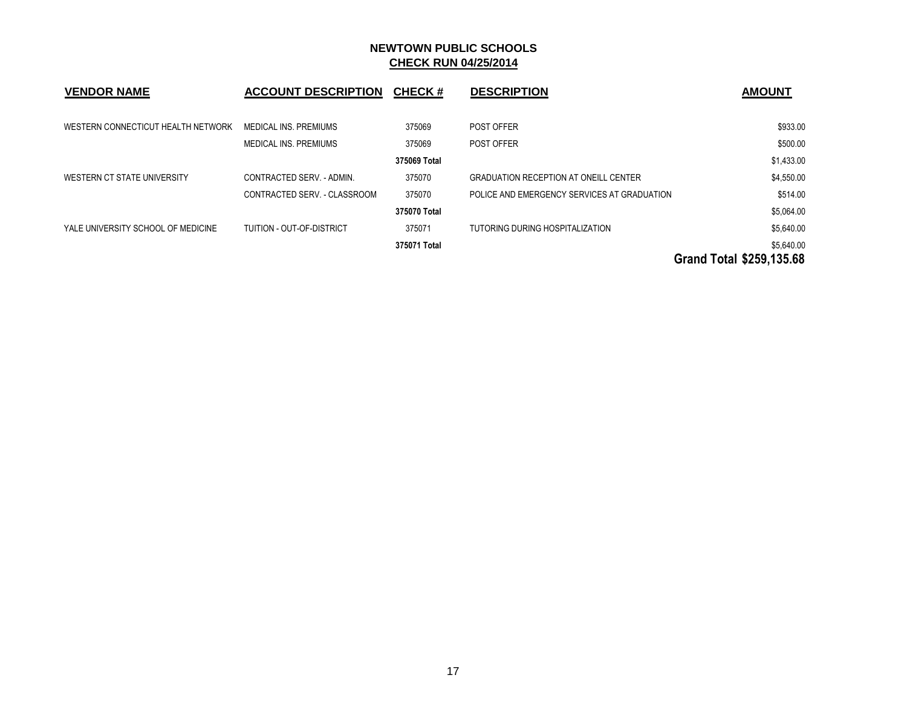**NEWTOWN PUBLIC SCHOOLS**

**CHECK RUN 04/25/2014**

| VENDOR NAME | ACCOUNT DESCRIPTION | CHECK # | DESCRIPTION | AMOUNT |
|---|---|---|---|---|
| WESTERN CONNECTICUT HEALTH NETWORK | MEDICAL INS. PREMIUMS | 375069 | POST OFFER | $933.00 |
| | MEDICAL INS. PREMIUMS | 375069 | POST OFFER | $500.00 |
| | | **375069 Total** | | $1,433.00 |
| WESTERN CT STATE UNIVERSITY | CONTRACTED SERV. - ADMIN. | 375070 | GRADUATION RECEPTION AT ONEILL CENTER | $4,550.00 |
| | CONTRACTED SERV. - CLASSROOM | 375070 | POLICE AND EMERGENCY SERVICES AT GRADUATION | $514.00 |
| | | **375070 Total** | | $5,064.00 |
| YALE UNIVERSITY SCHOOL OF MEDICINE | TUITION - OUT-OF-DISTRICT | 375071 | TUTORING DURING HOSPITALIZATION | $5,640.00 |
| | | **375071 Total** | | $5,640.00 |
| | | | **Grand Total** | **$259,135.68** |